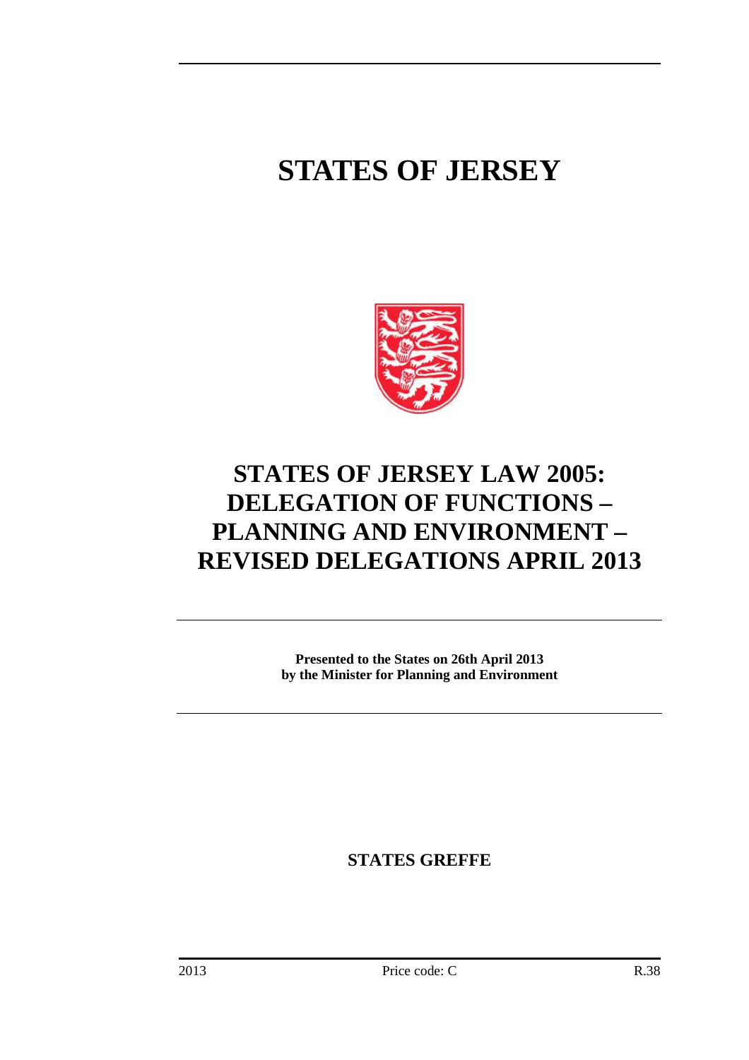# STATES OF JERSEY

## STATES OF JERSEY LAW 2005: DELEGATION OF FUNCTIONS – PLANNING AND ENVIRONMENT – REVISED DELEGATIONS APRIL 2013

**Presented to the States on 26th April 2013 by the Minister for Planning and Environment**

**STATES GREFFE**

2013 Price code: C R.38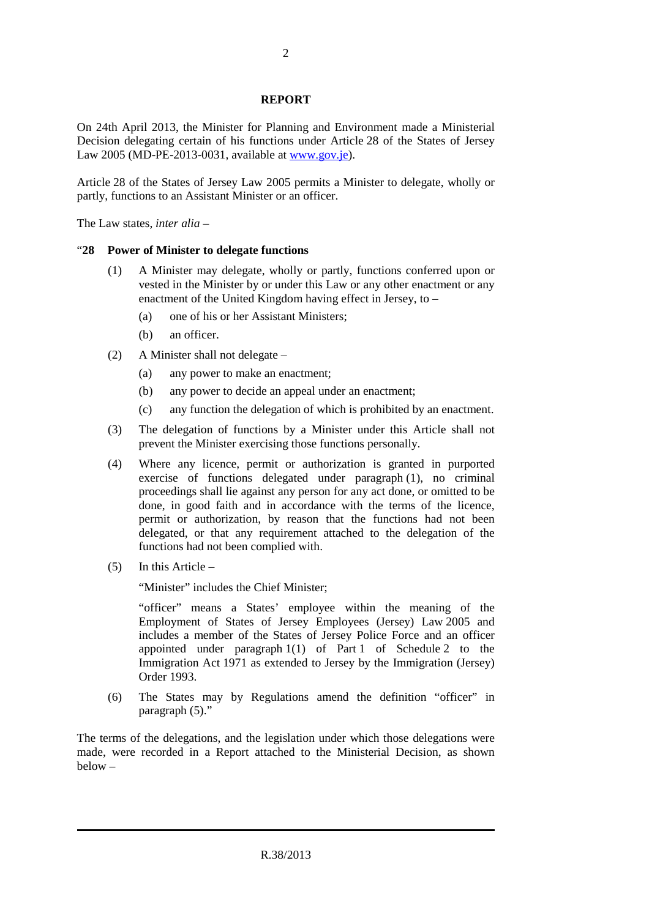## REPORT

On 24th April 2013, the Minister for Planning and Environment made a Ministerial Decision delegating certain of his functions under Article 28 of the States of Jersey Law 2005 (MD-PE-2013-0031, available at [www.gov.je](www.gov.je)).

Article 28 of the States of Jersey Law 2005 permits a Minister to delegate, wholly or partly, functions to an Assistant Minister or an officer.

The Law states, *inter alia* –

"**28 Power of Minister to delegate functions**

(1) A Minister may delegate, wholly or partly, functions conferred upon or vested in the Minister by or under this Law or any other enactment or any enactment of the United Kingdom having effect in Jersey, to –

(a) one of his or her Assistant Ministers;

(b) an officer.

(2) A Minister shall not delegate –

(a) any power to make an enactment;

(b) any power to decide an appeal under an enactment;

(c) any function the delegation of which is prohibited by an enactment.

(3) The delegation of functions by a Minister under this Article shall not prevent the Minister exercising those functions personally.

(4) Where any licence, permit or authorization is granted in purported exercise of functions delegated under paragraph (1), no criminal proceedings shall lie against any person for any act done, or omitted to be done, in good faith and in accordance with the terms of the licence, permit or authorization, by reason that the functions had not been delegated, or that any requirement attached to the delegation of the functions had not been complied with.

(5) In this Article –

"Minister" includes the Chief Minister;

"officer" means a States' employee within the meaning of the Employment of States of Jersey Employees (Jersey) Law 2005 and includes a member of the States of Jersey Police Force and an officer appointed under paragraph 1(1) of Part 1 of Schedule 2 to the Immigration Act 1971 as extended to Jersey by the Immigration (Jersey) Order 1993.

(6) The States may by Regulations amend the definition "officer" in paragraph (5)."

The terms of the delegations, and the legislation under which those delegations were made, were recorded in a Report attached to the Ministerial Decision, as shown below –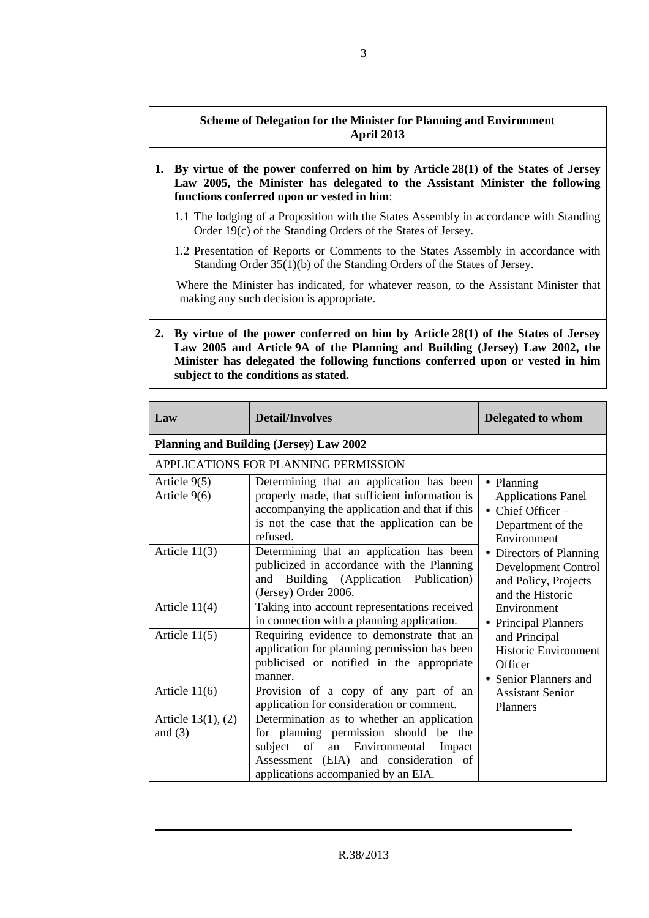**Scheme of Delegation for the Minister for Planning and Environment April 2013**

1. **By virtue of the power conferred on him by Article 28(1) of the States of Jersey Law 2005, the Minister has delegated to the Assistant Minister the following functions conferred upon or vested in him**:

   1.1 The lodging of a Proposition with the States Assembly in accordance with Standing Order 19(c) of the Standing Orders of the States of Jersey.

   1.2 Presentation of Reports or Comments to the States Assembly in accordance with Standing Order 35(1)(b) of the Standing Orders of the States of Jersey.

   Where the Minister has indicated, for whatever reason, to the Assistant Minister that making any such decision is appropriate.

2. **By virtue of the power conferred on him by Article 28(1) of the States of Jersey Law 2005 and Article 9A of the Planning and Building (Jersey) Law 2002, the Minister has delegated the following functions conferred upon or vested in him subject to the conditions as stated.**

| Law | Detail/Involves | Delegated to whom |
|---|---|---|
| **Planning and Building (Jersey) Law 2002** | | |
| APPLICATIONS FOR PLANNING PERMISSION | | |
| Article 9(5)<br>Article 9(6) | Determining that an application has been properly made, that sufficient information is accompanying the application and that if this is not the case that the application can be refused. | • Planning Applications Panel<br>• Chief Officer – Department of the Environment<br>• Directors of Planning Development Control and Policy, Projects and the Historic Environment<br>• Principal Planners and Principal Historic Environment Officer<br>• Senior Planners and Assistant Senior Planners |
| Article 11(3) | Determining that an application has been publicized in accordance with the Planning and Building (Application Publication) (Jersey) Order 2006. | |
| Article 11(4) | Taking into account representations received in connection with a planning application. | |
| Article 11(5) | Requiring evidence to demonstrate that an application for planning permission has been publicised or notified in the appropriate manner. | |
| Article 11(6) | Provision of a copy of any part of an application for consideration or comment. | |
| Article 13(1), (2) and (3) | Determination as to whether an application for planning permission should be the subject of an Environmental Impact Assessment (EIA) and consideration of applications accompanied by an EIA. | |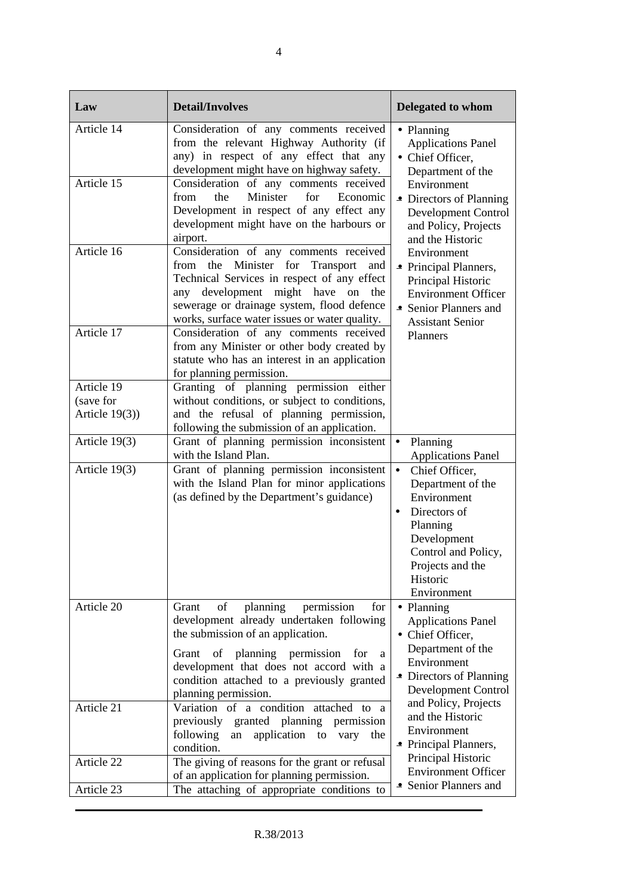| Law | Detail/Involves | Delegated to whom |
|---|---|---|
| Article 14 | Consideration of any comments received from the relevant Highway Authority (if any) in respect of any effect that any development might have on highway safety. | • Planning Applications Panel<br>• Chief Officer, Department of the Environment<br>• Directors of Planning Development Control and Policy, Projects and the Historic Environment<br>• Principal Planners, Principal Historic Environment Officer<br>• Senior Planners and Assistant Senior Planners |
| Article 15 | Consideration of any comments received from the Minister for Economic Development in respect of any effect any development might have on the harbours or airport. | |
| Article 16 | Consideration of any comments received from the Minister for Transport and Technical Services in respect of any effect any development might have on the sewerage or drainage system, flood defence works, surface water issues or water quality. | |
| Article 17 | Consideration of any comments received from any Minister or other body created by statute who has an interest in an application for planning permission. | |
| Article 19 (save for Article 19(3)) | Granting of planning permission either without conditions, or subject to conditions, and the refusal of planning permission, following the submission of an application. | |
| Article 19(3) | Grant of planning permission inconsistent with the Island Plan. | • Planning Applications Panel |
| Article 19(3) | Grant of planning permission inconsistent with the Island Plan for minor applications (as defined by the Department's guidance) | • Chief Officer, Department of the Environment<br>• Directors of Planning Development Control and Policy, Projects and the Historic Environment |
| Article 20 | Grant of planning permission for development already undertaken following the submission of an application.<br><br>Grant of planning permission for a development that does not accord with a condition attached to a previously granted planning permission. | • Planning Applications Panel<br>• Chief Officer, Department of the Environment<br>• Directors of Planning Development Control and Policy, Projects and the Historic Environment<br>• Principal Planners, Principal Historic Environment Officer<br>• Senior Planners and |
| Article 21 | Variation of a condition attached to a previously granted planning permission following an application to vary the condition. | |
| Article 22 | The giving of reasons for the grant or refusal of an application for planning permission. | |
| Article 23 | The attaching of appropriate conditions to | |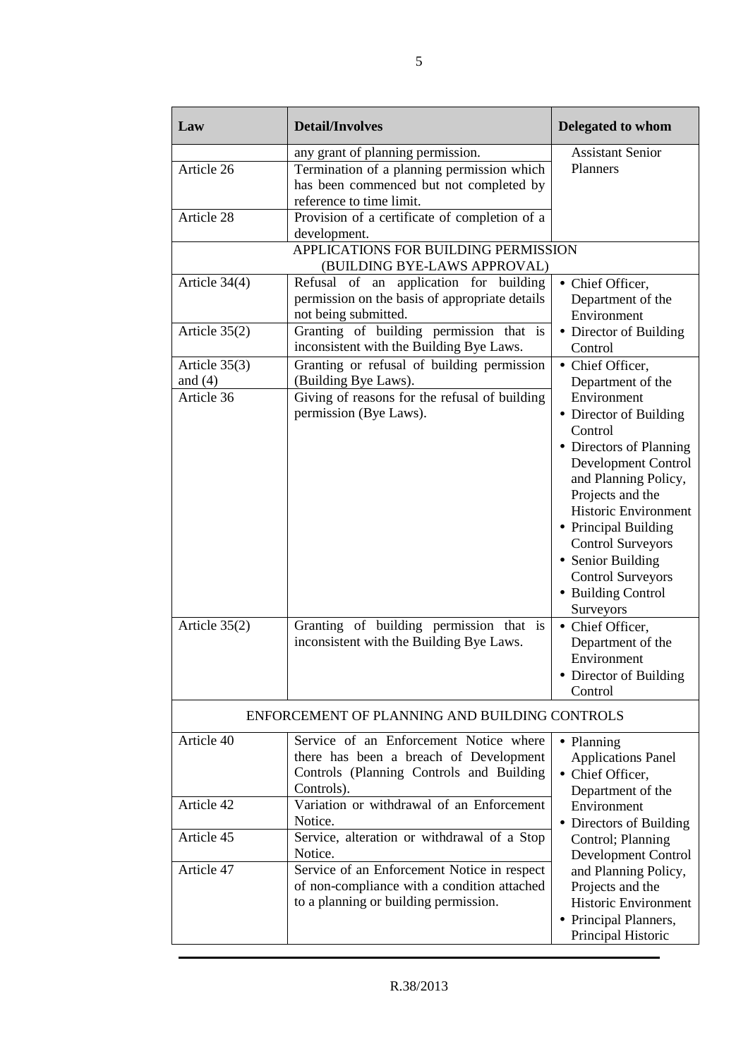| Law | Detail/Involves | Delegated to whom |
|---|---|---|
| | any grant of planning permission. | Assistant Senior Planners |
| Article 26 | Termination of a planning permission which has been commenced but not completed by reference to time limit. | |
| Article 28 | Provision of a certificate of completion of a development. | |
| APPLICATIONS FOR BUILDING PERMISSION (BUILDING BYE-LAWS APPROVAL) | | |
| Article 34(4) | Refusal of an application for building permission on the basis of appropriate details not being submitted. | • Chief Officer, Department of the Environment<br>• Director of Building Control |
| Article 35(2) | Granting of building permission that is inconsistent with the Building Bye Laws. | |
| Article 35(3) and (4) | Granting or refusal of building permission (Building Bye Laws). | • Chief Officer, Department of the Environment<br>• Director of Building Control<br>• Directors of Planning Development Control and Planning Policy, Projects and the Historic Environment<br>• Principal Building Control Surveyors<br>• Senior Building Control Surveyors<br>• Building Control Surveyors |
| Article 36 | Giving of reasons for the refusal of building permission (Bye Laws). | |
| Article 35(2) | Granting of building permission that is inconsistent with the Building Bye Laws. | • Chief Officer, Department of the Environment<br>• Director of Building Control |
| ENFORCEMENT OF PLANNING AND BUILDING CONTROLS | | |
| Article 40 | Service of an Enforcement Notice where there has been a breach of Development Controls (Planning Controls and Building Controls). | • Planning Applications Panel<br>• Chief Officer, Department of the Environment<br>• Directors of Building Control; Planning Development Control and Planning Policy, Projects and the Historic Environment<br>• Principal Planners, Principal Historic |
| Article 42 | Variation or withdrawal of an Enforcement Notice. | |
| Article 45 | Service, alteration or withdrawal of a Stop Notice. | |
| Article 47 | Service of an Enforcement Notice in respect of non-compliance with a condition attached to a planning or building permission. | |

R.38/2013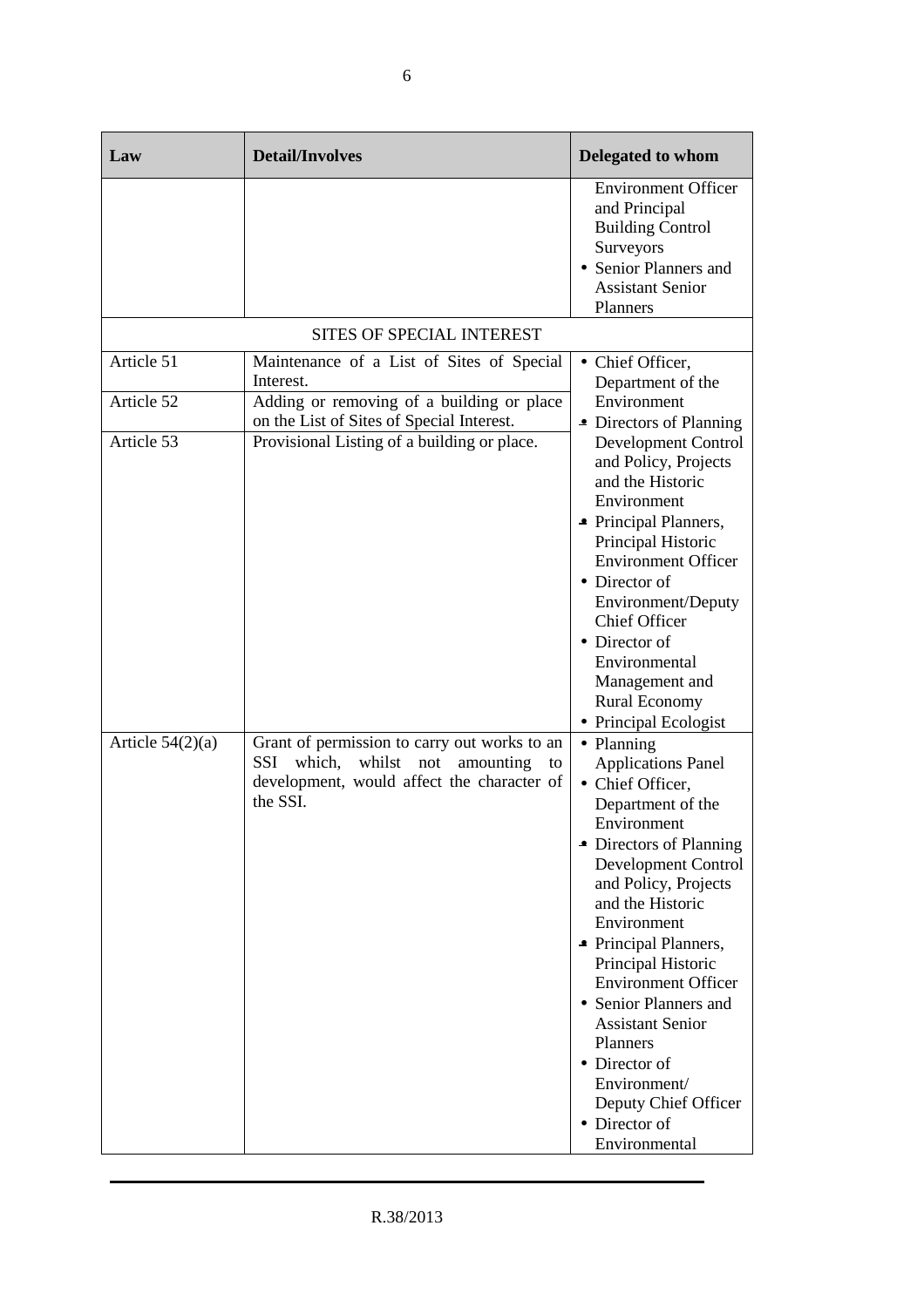| Law | Detail/Involves | Delegated to whom |
|---|---|---|
| | | Environment Officer and Principal Building Control Surveyors<br>• Senior Planners and Assistant Senior Planners |
| SITES OF SPECIAL INTEREST | | |
| Article 51 | Maintenance of a List of Sites of Special Interest. | • Chief Officer, Department of the Environment<br>• Directors of Planning Development Control and Policy, Projects and the Historic Environment<br>• Principal Planners, Principal Historic Environment Officer<br>• Director of Environment/Deputy Chief Officer<br>• Director of Environmental Management and Rural Economy<br>• Principal Ecologist |
| Article 52 | Adding or removing of a building or place on the List of Sites of Special Interest. | |
| Article 53 | Provisional Listing of a building or place. | |
| Article 54(2)(a) | Grant of permission to carry out works to an SSI which, whilst not amounting to development, would affect the character of the SSI. | • Planning Applications Panel<br>• Chief Officer, Department of the Environment<br>• Directors of Planning Development Control and Policy, Projects and the Historic Environment<br>• Principal Planners, Principal Historic Environment Officer<br>• Senior Planners and Assistant Senior Planners<br>• Director of Environment/ Deputy Chief Officer<br>• Director of Environmental |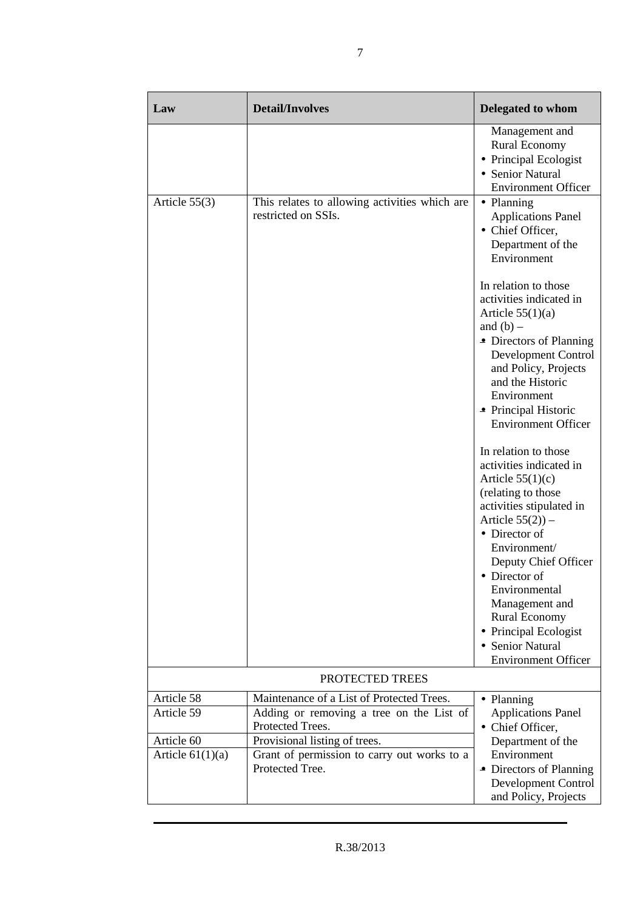| Law | Detail/Involves | Delegated to whom |
|---|---|---|
| | | Management and Rural Economy<br>• Principal Ecologist<br>• Senior Natural Environment Officer |
| Article 55(3) | This relates to allowing activities which are restricted on SSIs. | • Planning Applications Panel<br>• Chief Officer, Department of the Environment<br><br>In relation to those activities indicated in Article 55(1)(a) and (b) –<br>• Directors of Planning Development Control and Policy, Projects and the Historic Environment<br>• Principal Historic Environment Officer<br><br>In relation to those activities indicated in Article 55(1)(c) (relating to those activities stipulated in Article 55(2)) –<br>• Director of Environment/ Deputy Chief Officer<br>• Director of Environmental Management and Rural Economy<br>• Principal Ecologist<br>• Senior Natural Environment Officer |
| PROTECTED TREES | | |
| Article 58 | Maintenance of a List of Protected Trees. | • Planning Applications Panel<br>• Chief Officer, Department of the Environment<br>• Directors of Planning Development Control and Policy, Projects |
| Article 59 | Adding or removing a tree on the List of Protected Trees. | |
| Article 60 | Provisional listing of trees. | |
| Article 61(1)(a) | Grant of permission to carry out works to a Protected Tree. | |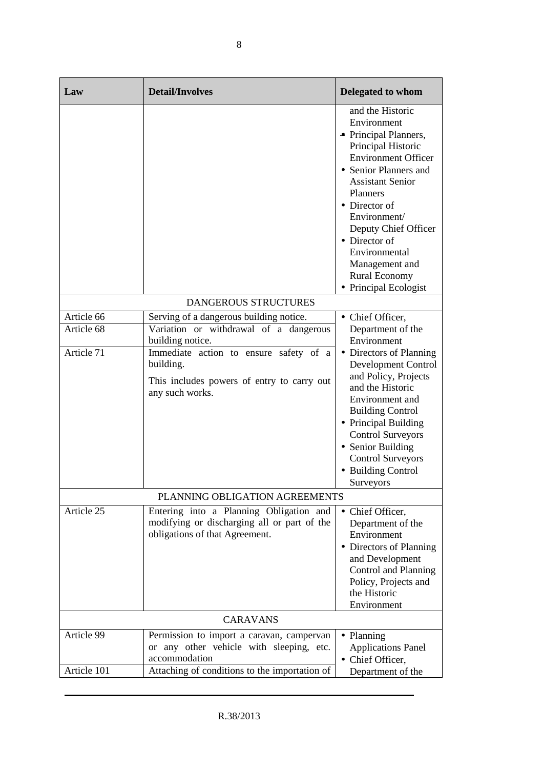| Law | Detail/Involves | Delegated to whom |
|---|---|---|
| | | and the Historic Environment<br>• Principal Planners, Principal Historic Environment Officer<br>• Senior Planners and Assistant Senior Planners<br>• Director of Environment/ Deputy Chief Officer<br>• Director of Environmental Management and Rural Economy<br>• Principal Ecologist |
| DANGEROUS STRUCTURES | | |
| Article 66 | Serving of a dangerous building notice. | • Chief Officer, Department of the Environment<br>• Directors of Planning Development Control and Policy, Projects and the Historic Environment and Building Control<br>• Principal Building Control Surveyors<br>• Senior Building Control Surveyors<br>• Building Control Surveyors |
| Article 68 | Variation or withdrawal of a dangerous building notice. | |
| Article 71 | Immediate action to ensure safety of a building.<br><br>This includes powers of entry to carry out any such works. | |
| PLANNING OBLIGATION AGREEMENTS | | |
| Article 25 | Entering into a Planning Obligation and modifying or discharging all or part of the obligations of that Agreement. | • Chief Officer, Department of the Environment<br>• Directors of Planning and Development Control and Planning Policy, Projects and the Historic Environment |
| CARAVANS | | |
| Article 99 | Permission to import a caravan, campervan or any other vehicle with sleeping, etc. accommodation | • Planning Applications Panel<br>• Chief Officer, Department of the |
| Article 101 | Attaching of conditions to the importation of | |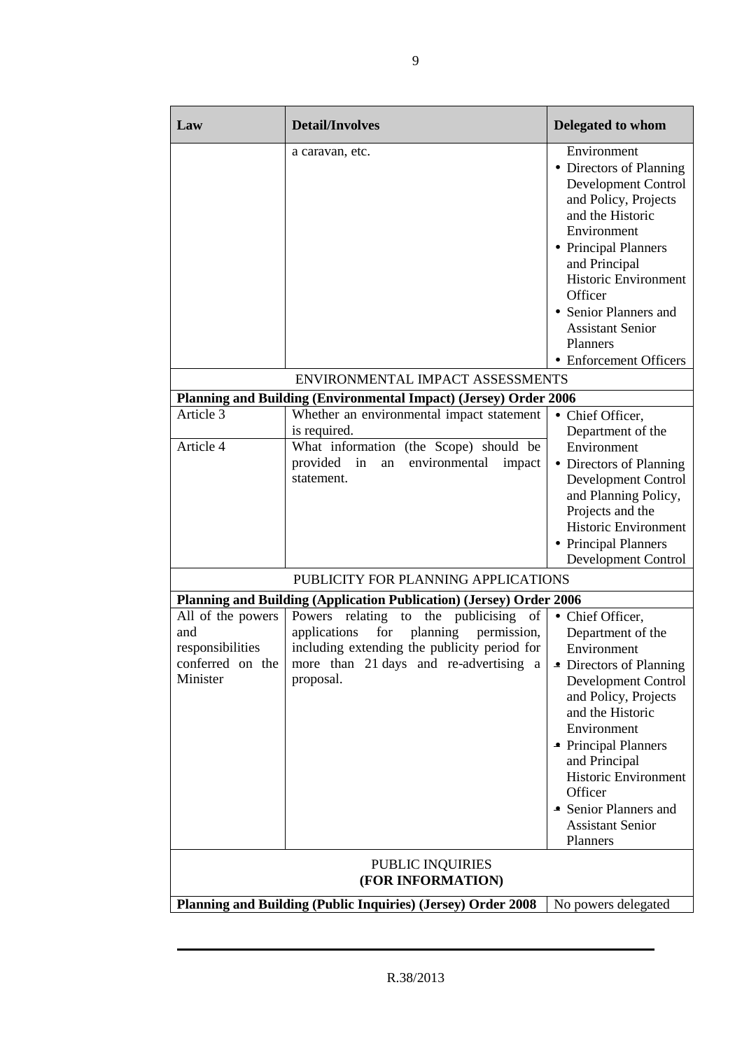| Law | Detail/Involves | Delegated to whom |
|---|---|---|
| | a caravan, etc. | Environment<br>• Directors of Planning Development Control and Policy, Projects and the Historic Environment<br>• Principal Planners and Principal Historic Environment Officer<br>• Senior Planners and Assistant Senior Planners<br>• Enforcement Officers |
| ENVIRONMENTAL IMPACT ASSESSMENTS | | |
| **Planning and Building (Environmental Impact) (Jersey) Order 2006** | | |
| Article 3 | Whether an environmental impact statement is required. | • Chief Officer, Department of the Environment<br>• Directors of Planning Development Control and Planning Policy, Projects and the Historic Environment<br>• Principal Planners Development Control |
| Article 4 | What information (the Scope) should be provided in an environmental impact statement. | |
| PUBLICITY FOR PLANNING APPLICATIONS | | |
| **Planning and Building (Application Publication) (Jersey) Order 2006** | | |
| All of the powers and responsibilities conferred on the Minister | Powers relating to the publicising of applications for planning permission, including extending the publicity period for more than 21 days and re-advertising a proposal. | • Chief Officer, Department of the Environment<br>• Directors of Planning Development Control and Policy, Projects and the Historic Environment<br>• Principal Planners and Principal Historic Environment Officer<br>• Senior Planners and Assistant Senior Planners |
| PUBLIC INQUIRIES<br>**(FOR INFORMATION)** | | |
| **Planning and Building (Public Inquiries) (Jersey) Order 2008** | | No powers delegated |

R.38/2013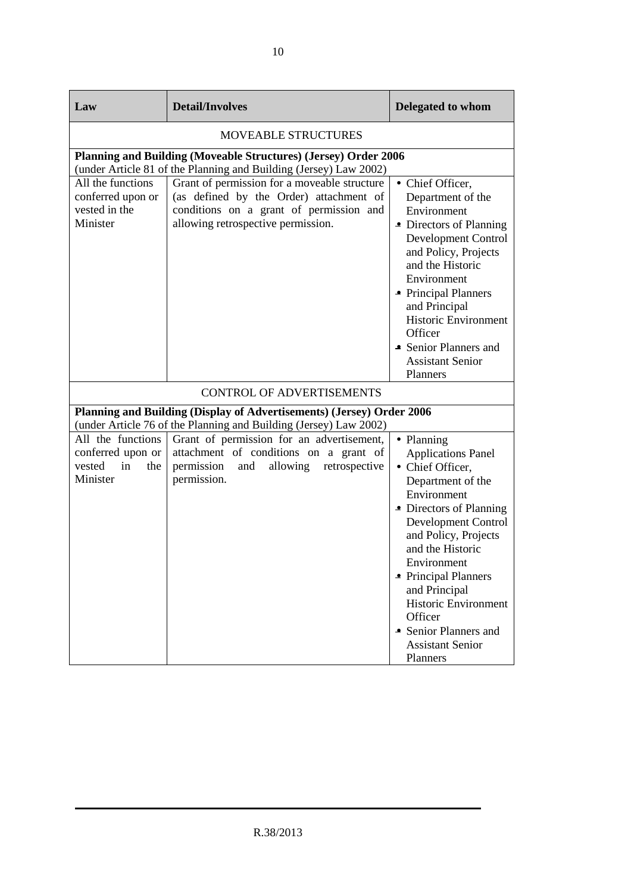| Law | Detail/Involves | Delegated to whom |
|---|---|---|
| MOVEABLE STRUCTURES | | |
| **Planning and Building (Moveable Structures) (Jersey) Order 2006** (under Article 81 of the Planning and Building (Jersey) Law 2002) | | |
| All the functions conferred upon or vested in the Minister | Grant of permission for a moveable structure (as defined by the Order) attachment of conditions on a grant of permission and allowing retrospective permission. | • Chief Officer, Department of the Environment<br>• Directors of Planning Development Control and Policy, Projects and the Historic Environment<br>• Principal Planners and Principal Historic Environment Officer<br>• Senior Planners and Assistant Senior Planners |
| CONTROL OF ADVERTISEMENTS | | |
| **Planning and Building (Display of Advertisements) (Jersey) Order 2006** (under Article 76 of the Planning and Building (Jersey) Law 2002) | | |
| All the functions conferred upon or vested in the Minister | Grant of permission for an advertisement, attachment of conditions on a grant of permission and allowing retrospective permission. | • Planning Applications Panel<br>• Chief Officer, Department of the Environment<br>• Directors of Planning Development Control and Policy, Projects and the Historic Environment<br>• Principal Planners and Principal Historic Environment Officer<br>• Senior Planners and Assistant Senior Planners |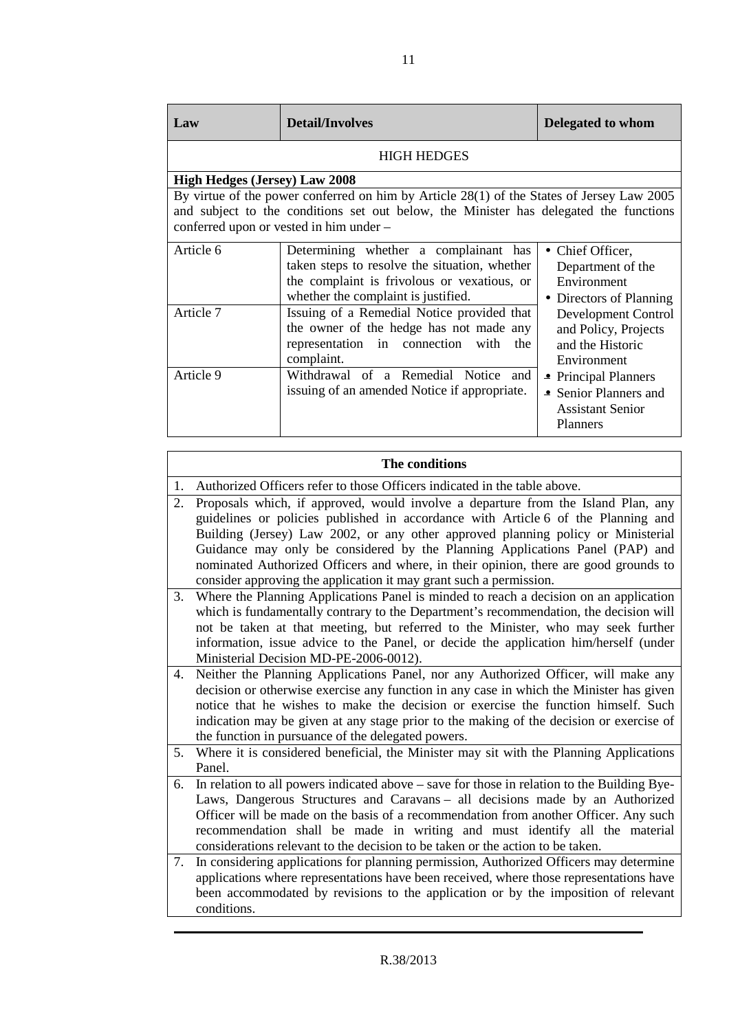| Law | Detail/Involves | Delegated to whom |
|---|---|---|
| HIGH HEDGES | | |
| **High Hedges (Jersey) Law 2008** | | |
| By virtue of the power conferred on him by Article 28(1) of the States of Jersey Law 2005 and subject to the conditions set out below, the Minister has delegated the functions conferred upon or vested in him under – | | |
| Article 6 | Determining whether a complainant has taken steps to resolve the situation, whether the complaint is frivolous or vexatious, or whether the complaint is justified. | • Chief Officer, Department of the Environment<br>• Directors of Planning Development Control and Policy, Projects and the Historic Environment<br>• Principal Planners<br>• Senior Planners and Assistant Senior Planners |
| Article 7 | Issuing of a Remedial Notice provided that the owner of the hedge has not made any representation in connection with the complaint. | |
| Article 9 | Withdrawal of a Remedial Notice and issuing of an amended Notice if appropriate. | |

| The conditions |
|---|
| 1. Authorized Officers refer to those Officers indicated in the table above. |
| 2. Proposals which, if approved, would involve a departure from the Island Plan, any guidelines or policies published in accordance with Article 6 of the Planning and Building (Jersey) Law 2002, or any other approved planning policy or Ministerial Guidance may only be considered by the Planning Applications Panel (PAP) and nominated Authorized Officers and where, in their opinion, there are good grounds to consider approving the application it may grant such a permission. |
| 3. Where the Planning Applications Panel is minded to reach a decision on an application which is fundamentally contrary to the Department's recommendation, the decision will not be taken at that meeting, but referred to the Minister, who may seek further information, issue advice to the Panel, or decide the application him/herself (under Ministerial Decision MD-PE-2006-0012). |
| 4. Neither the Planning Applications Panel, nor any Authorized Officer, will make any decision or otherwise exercise any function in any case in which the Minister has given notice that he wishes to make the decision or exercise the function himself. Such indication may be given at any stage prior to the making of the decision or exercise of the function in pursuance of the delegated powers. |
| 5. Where it is considered beneficial, the Minister may sit with the Planning Applications Panel. |
| 6. In relation to all powers indicated above – save for those in relation to the Building Bye-Laws, Dangerous Structures and Caravans – all decisions made by an Authorized Officer will be made on the basis of a recommendation from another Officer. Any such recommendation shall be made in writing and must identify all the material considerations relevant to the decision to be taken or the action to be taken. |
| 7. In considering applications for planning permission, Authorized Officers may determine applications where representations have been received, where those representations have been accommodated by revisions to the application or by the imposition of relevant conditions. |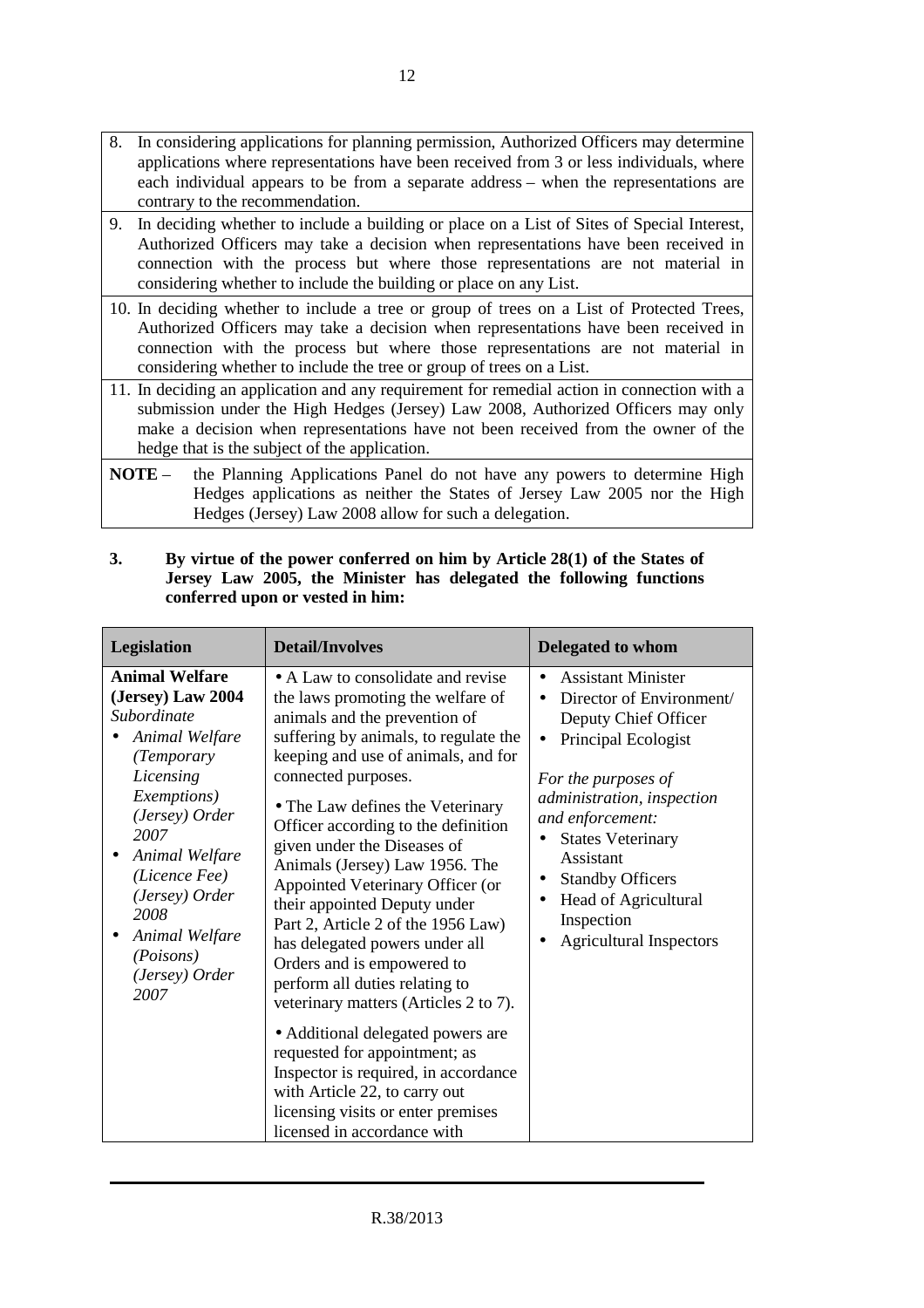8. In considering applications for planning permission, Authorized Officers may determine applications where representations have been received from 3 or less individuals, where each individual appears to be from a separate address – when the representations are contrary to the recommendation.

9. In deciding whether to include a building or place on a List of Sites of Special Interest, Authorized Officers may take a decision when representations have been received in connection with the process but where those representations are not material in considering whether to include the building or place on any List.

10. In deciding whether to include a tree or group of trees on a List of Protected Trees, Authorized Officers may take a decision when representations have been received in connection with the process but where those representations are not material in considering whether to include the tree or group of trees on a List.

11. In deciding an application and any requirement for remedial action in connection with a submission under the High Hedges (Jersey) Law 2008, Authorized Officers may only make a decision when representations have not been received from the owner of the hedge that is the subject of the application.

**NOTE** – the Planning Applications Panel do not have any powers to determine High Hedges applications as neither the States of Jersey Law 2005 nor the High Hedges (Jersey) Law 2008 allow for such a delegation.

**3. By virtue of the power conferred on him by Article 28(1) of the States of Jersey Law 2005, the Minister has delegated the following functions conferred upon or vested in him:**

| Legislation | Detail/Involves | Delegated to whom |
|---|---|---|
| **Animal Welfare (Jersey) Law 2004**<br>*Subordinate*<br>• *Animal Welfare (Temporary Licensing Exemptions) (Jersey) Order 2007*<br>• *Animal Welfare (Licence Fee) (Jersey) Order 2008*<br>• *Animal Welfare (Poisons) (Jersey) Order 2007* | • A Law to consolidate and revise the laws promoting the welfare of animals and the prevention of suffering by animals, to regulate the keeping and use of animals, and for connected purposes.<br>• The Law defines the Veterinary Officer according to the definition given under the Diseases of Animals (Jersey) Law 1956. The Appointed Veterinary Officer (or their appointed Deputy under Part 2, Article 2 of the 1956 Law) has delegated powers under all Orders and is empowered to perform all duties relating to veterinary matters (Articles 2 to 7).<br>• Additional delegated powers are requested for appointment; as Inspector is required, in accordance with Article 22, to carry out licensing visits or enter premises licensed in accordance with | • Assistant Minister<br>• Director of Environment/ Deputy Chief Officer<br>• Principal Ecologist<br><br>*For the purposes of administration, inspection and enforcement:*<br>• States Veterinary Assistant<br>• Standby Officers<br>• Head of Agricultural Inspection<br>• Agricultural Inspectors |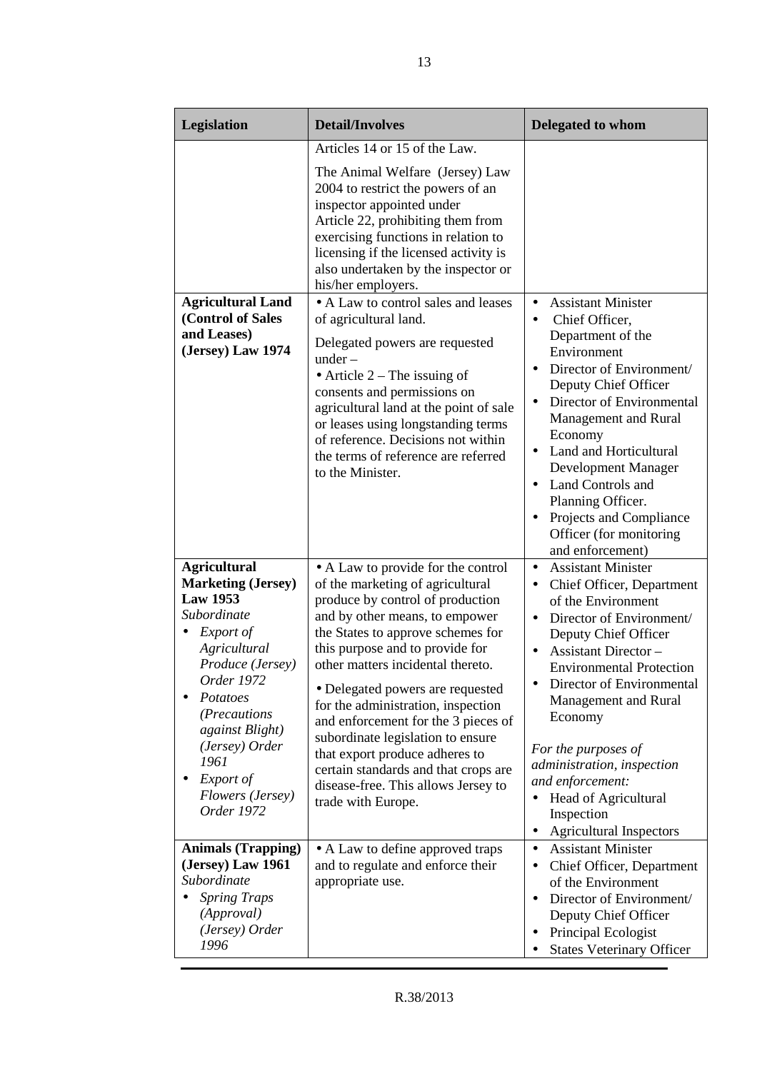| Legislation | Detail/Involves | Delegated to whom |
|---|---|---|
| | Articles 14 or 15 of the Law.<br><br>The Animal Welfare (Jersey) Law 2004 to restrict the powers of an inspector appointed under Article 22, prohibiting them from exercising functions in relation to licensing if the licensed activity is also undertaken by the inspector or his/her employers. | |
| **Agricultural Land (Control of Sales and Leases) (Jersey) Law 1974** | • A Law to control sales and leases of agricultural land.<br><br>Delegated powers are requested under –<br>• Article 2 – The issuing of consents and permissions on agricultural land at the point of sale or leases using longstanding terms of reference. Decisions not within the terms of reference are referred to the Minister. | • Assistant Minister<br>• Chief Officer, Department of the Environment<br>• Director of Environment/ Deputy Chief Officer<br>• Director of Environmental Management and Rural Economy<br>• Land and Horticultural Development Manager<br>• Land Controls and Planning Officer.<br>• Projects and Compliance Officer (for monitoring and enforcement) |
| **Agricultural Marketing (Jersey) Law 1953**<br>*Subordinate*<br>• *Export of Agricultural Produce (Jersey) Order 1972*<br>• *Potatoes (Precautions against Blight) (Jersey) Order 1961*<br>• *Export of Flowers (Jersey) Order 1972* | • A Law to provide for the control of the marketing of agricultural produce by control of production and by other means, to empower the States to approve schemes for this purpose and to provide for other matters incidental thereto.<br><br>• Delegated powers are requested for the administration, inspection and enforcement for the 3 pieces of subordinate legislation to ensure that export produce adheres to certain standards and that crops are disease-free. This allows Jersey to trade with Europe. | • Assistant Minister<br>• Chief Officer, Department of the Environment<br>• Director of Environment/ Deputy Chief Officer<br>• Assistant Director – Environmental Protection<br>• Director of Environmental Management and Rural Economy<br><br>*For the purposes of administration, inspection and enforcement:*<br>• Head of Agricultural Inspection<br>• Agricultural Inspectors |
| **Animals (Trapping) (Jersey) Law 1961**<br>*Subordinate*<br>• *Spring Traps (Approval) (Jersey) Order 1996* | • A Law to define approved traps and to regulate and enforce their appropriate use. | • Assistant Minister<br>• Chief Officer, Department of the Environment<br>• Director of Environment/ Deputy Chief Officer<br>• Principal Ecologist<br>• States Veterinary Officer |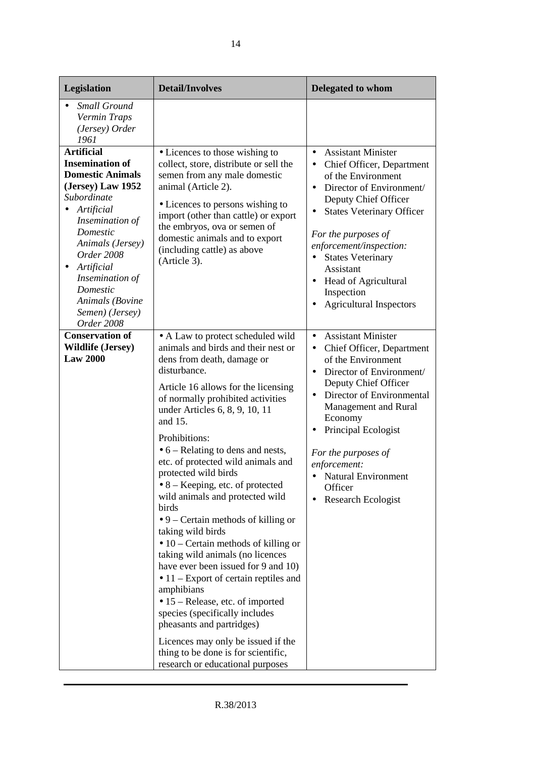| Legislation | Detail/Involves | Delegated to whom |
|---|---|---|
| • *Small Ground Vermin Traps (Jersey) Order 1961* | | |
| **Artificial Insemination of Domestic Animals (Jersey) Law 1952**<br>*Subordinate*<br>• *Artificial Insemination of Domestic Animals (Jersey) Order 2008*<br>• *Artificial Insemination of Domestic Animals (Bovine Semen) (Jersey) Order 2008* | • Licences to those wishing to collect, store, distribute or sell the semen from any male domestic animal (Article 2).<br>• Licences to persons wishing to import (other than cattle) or export the embryos, ova or semen of domestic animals and to export (including cattle) as above (Article 3). | • Assistant Minister<br>• Chief Officer, Department of the Environment<br>• Director of Environment/ Deputy Chief Officer<br>• States Veterinary Officer<br><br>*For the purposes of enforcement/inspection:*<br>• States Veterinary Assistant<br>• Head of Agricultural Inspection<br>• Agricultural Inspectors |
| **Conservation of Wildlife (Jersey) Law 2000** | • A Law to protect scheduled wild animals and birds and their nest or dens from death, damage or disturbance.<br>Article 16 allows for the licensing of normally prohibited activities under Articles 6, 8, 9, 10, 11 and 15.<br>Prohibitions:<br>• 6 – Relating to dens and nests, etc. of protected wild animals and protected wild birds<br>• 8 – Keeping, etc. of protected wild animals and protected wild birds<br>• 9 – Certain methods of killing or taking wild birds<br>• 10 – Certain methods of killing or taking wild animals (no licences have ever been issued for 9 and 10)<br>• 11 – Export of certain reptiles and amphibians<br>• 15 – Release, etc. of imported species (specifically includes pheasants and partridges)<br>Licences may only be issued if the thing to be done is for scientific, research or educational purposes | • Assistant Minister<br>• Chief Officer, Department of the Environment<br>• Director of Environment/ Deputy Chief Officer<br>• Director of Environmental Management and Rural Economy<br>• Principal Ecologist<br><br>*For the purposes of enforcement:*<br>• Natural Environment Officer<br>• Research Ecologist |

R.38/2013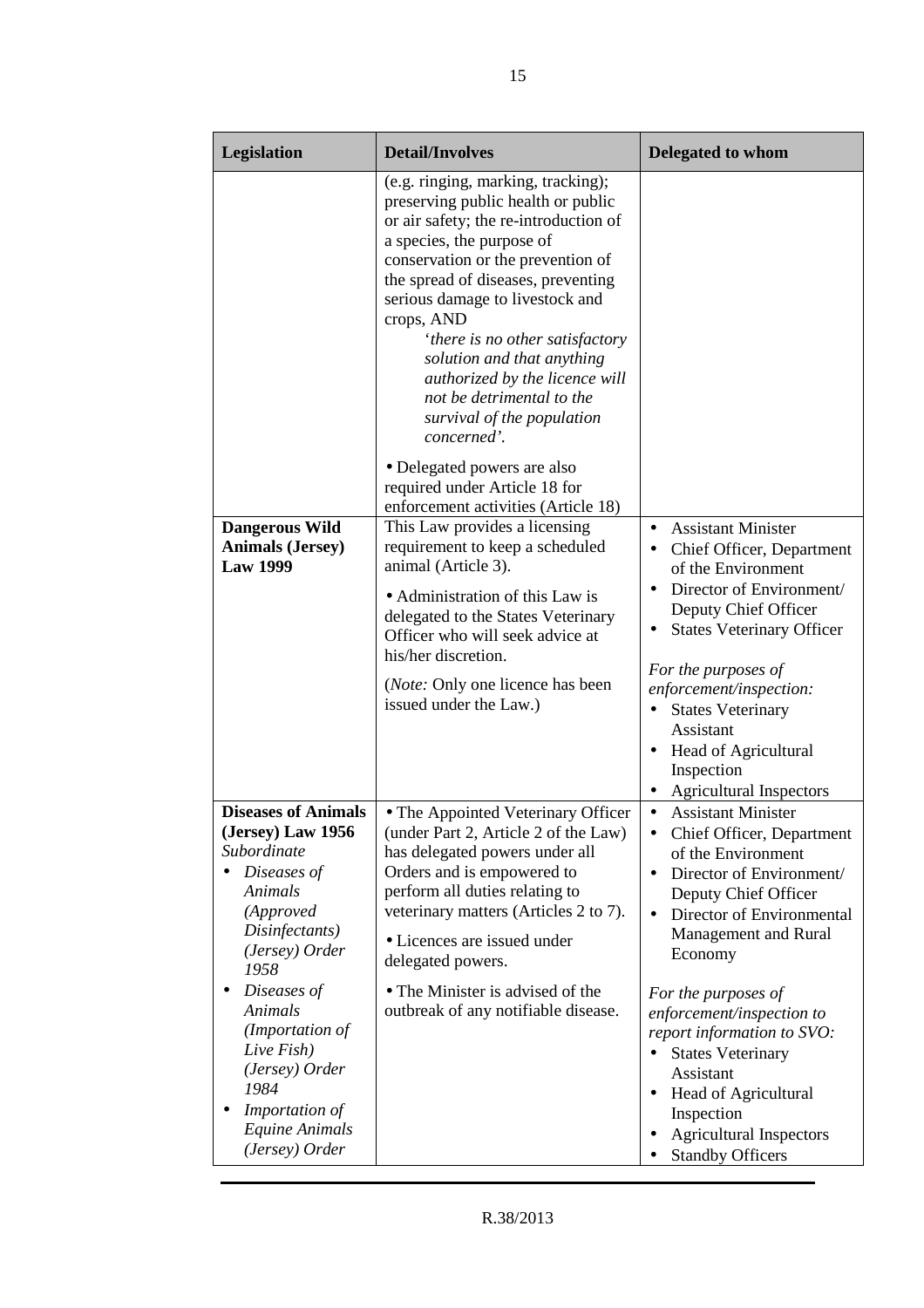| Legislation | Detail/Involves | Delegated to whom |
|---|---|---|
| | (e.g. ringing, marking, tracking); preserving public health or public or air safety; the re-introduction of a species, the purpose of conservation or the prevention of the spread of diseases, preventing serious damage to livestock and crops, AND<br>*'there is no other satisfactory solution and that anything authorized by the licence will not be detrimental to the survival of the population concerned'.*<br>• Delegated powers are also required under Article 18 for enforcement activities (Article 18) | |
| **Dangerous Wild Animals (Jersey) Law 1999** | This Law provides a licensing requirement to keep a scheduled animal (Article 3).<br>• Administration of this Law is delegated to the States Veterinary Officer who will seek advice at his/her discretion.<br>(*Note:* Only one licence has been issued under the Law.) | • Assistant Minister<br>• Chief Officer, Department of the Environment<br>• Director of Environment/ Deputy Chief Officer<br>• States Veterinary Officer<br>*For the purposes of enforcement/inspection:*<br>• States Veterinary Assistant<br>• Head of Agricultural Inspection<br>• Agricultural Inspectors |
| **Diseases of Animals (Jersey) Law 1956**<br>*Subordinate*<br>• *Diseases of Animals (Approved Disinfectants) (Jersey) Order 1958*<br>• *Diseases of Animals (Importation of Live Fish) (Jersey) Order 1984*<br>• *Importation of Equine Animals (Jersey) Order* | • The Appointed Veterinary Officer (under Part 2, Article 2 of the Law) has delegated powers under all Orders and is empowered to perform all duties relating to veterinary matters (Articles 2 to 7).<br>• Licences are issued under delegated powers.<br>• The Minister is advised of the outbreak of any notifiable disease. | • Assistant Minister<br>• Chief Officer, Department of the Environment<br>• Director of Environment/ Deputy Chief Officer<br>• Director of Environmental Management and Rural Economy<br>*For the purposes of enforcement/inspection to report information to SVO:*<br>• States Veterinary Assistant<br>• Head of Agricultural Inspection<br>• Agricultural Inspectors<br>• Standby Officers |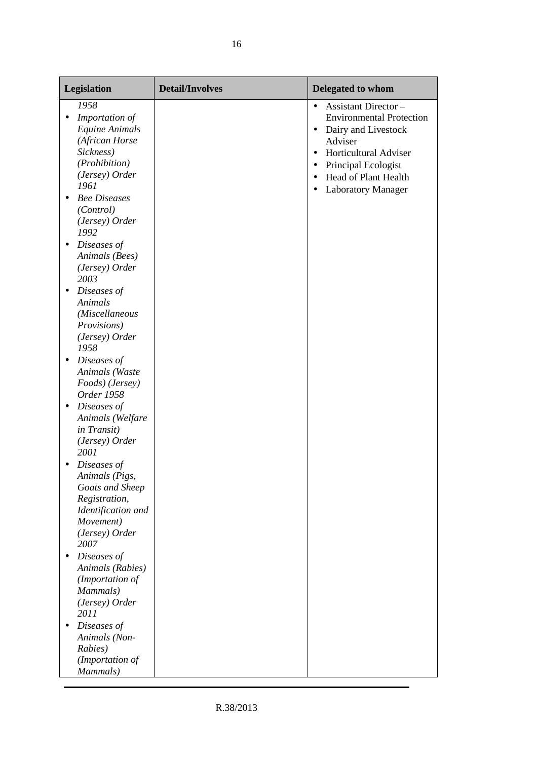| Legislation | Detail/Involves | Delegated to whom |
|---|---|---|
| *1958*<br>• *Importation of Equine Animals (African Horse Sickness) (Prohibition) (Jersey) Order 1961*<br>• *Bee Diseases (Control) (Jersey) Order 1992*<br>• *Diseases of Animals (Bees) (Jersey) Order 2003*<br>• *Diseases of Animals (Miscellaneous Provisions) (Jersey) Order 1958*<br>• *Diseases of Animals (Waste Foods) (Jersey) Order 1958*<br>• *Diseases of Animals (Welfare in Transit) (Jersey) Order 2001*<br>• *Diseases of Animals (Pigs, Goats and Sheep Registration, Identification and Movement) (Jersey) Order 2007*<br>• *Diseases of Animals (Rabies) (Importation of Mammals) (Jersey) Order 2011*<br>• *Diseases of Animals (Non-Rabies) (Importation of Mammals)* | | • Assistant Director – Environmental Protection<br>• Dairy and Livestock Adviser<br>• Horticultural Adviser<br>• Principal Ecologist<br>• Head of Plant Health<br>• Laboratory Manager |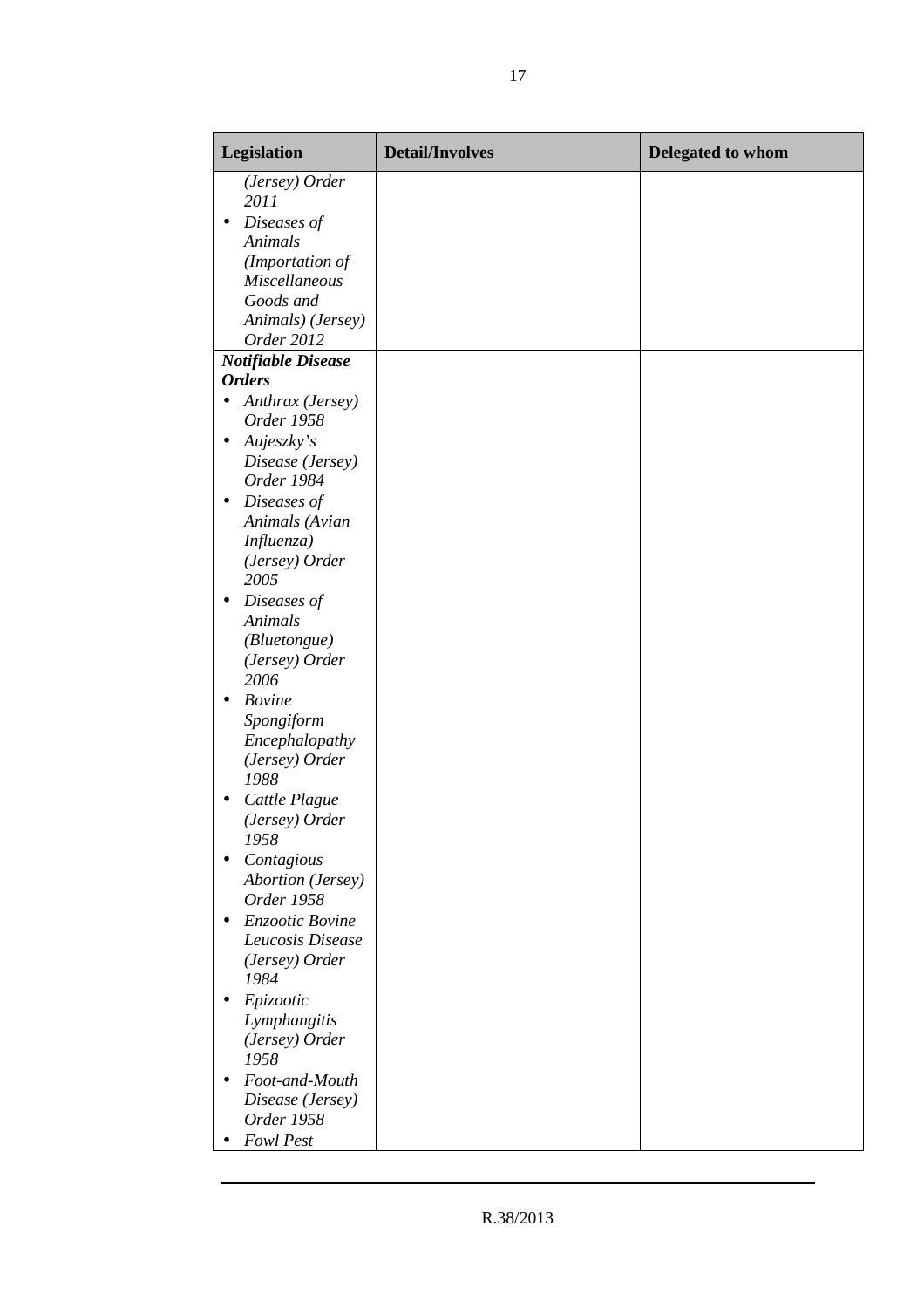| Legislation | Detail/Involves | Delegated to whom |
|---|---|---|
| *(Jersey) Order 2011*<br>• *Diseases of Animals (Importation of Miscellaneous Goods and Animals) (Jersey) Order 2012* | | |
| ***Notifiable Disease Orders***<br>• *Anthrax (Jersey) Order 1958*<br>• *Aujeszky's Disease (Jersey) Order 1984*<br>• *Diseases of Animals (Avian Influenza) (Jersey) Order 2005*<br>• *Diseases of Animals (Bluetongue) (Jersey) Order 2006*<br>• *Bovine Spongiform Encephalopathy (Jersey) Order 1988*<br>• *Cattle Plague (Jersey) Order 1958*<br>• *Contagious Abortion (Jersey) Order 1958*<br>• *Enzootic Bovine Leucosis Disease (Jersey) Order 1984*<br>• *Epizootic Lymphangitis (Jersey) Order 1958*<br>• *Foot-and-Mouth Disease (Jersey) Order 1958*<br>• *Fowl Pest* | | |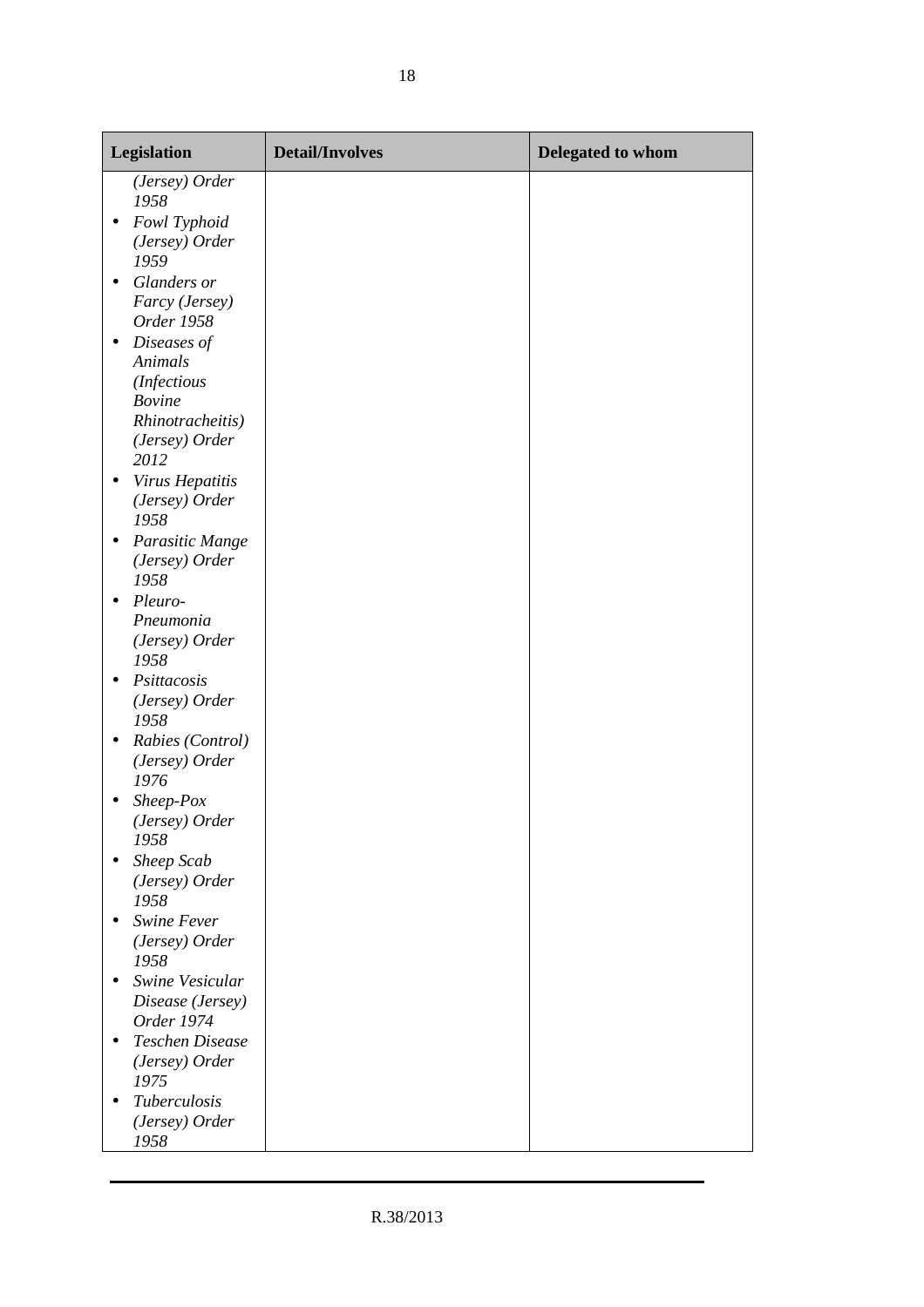| Legislation | Detail/Involves | Delegated to whom |
|---|---|---|
| *(Jersey) Order 1958*<br>• *Fowl Typhoid (Jersey) Order 1959*<br>• *Glanders or Farcy (Jersey) Order 1958*<br>• *Diseases of Animals (Infectious Bovine Rhinotracheitis) (Jersey) Order 2012*<br>• *Virus Hepatitis (Jersey) Order 1958*<br>• *Parasitic Mange (Jersey) Order 1958*<br>• *Pleuro-Pneumonia (Jersey) Order 1958*<br>• *Psittacosis (Jersey) Order 1958*<br>• *Rabies (Control) (Jersey) Order 1976*<br>• *Sheep-Pox (Jersey) Order 1958*<br>• *Sheep Scab (Jersey) Order 1958*<br>• *Swine Fever (Jersey) Order 1958*<br>• *Swine Vesicular Disease (Jersey) Order 1974*<br>• *Teschen Disease (Jersey) Order 1975*<br>• *Tuberculosis (Jersey) Order 1958* | | |

R.38/2013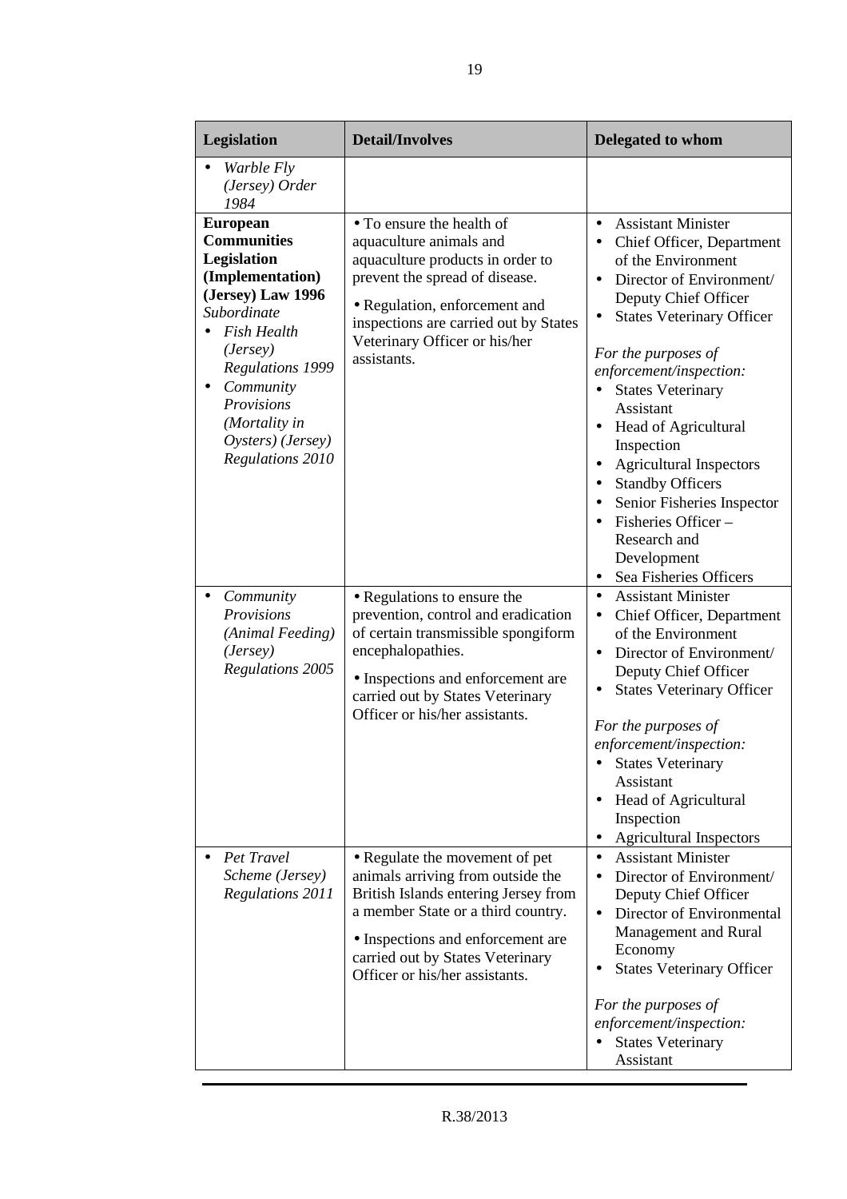| Legislation | Detail/Involves | Delegated to whom |
|---|---|---|
| • *Warble Fly (Jersey) Order 1984* | | |
| **European Communities Legislation (Implementation) (Jersey) Law 1996**<br>*Subordinate*<br>• *Fish Health (Jersey) Regulations 1999*<br>• *Community Provisions (Mortality in Oysters) (Jersey) Regulations 2010* | • To ensure the health of aquaculture animals and aquaculture products in order to prevent the spread of disease.<br>• Regulation, enforcement and inspections are carried out by States Veterinary Officer or his/her assistants. | • Assistant Minister<br>• Chief Officer, Department of the Environment<br>• Director of Environment/ Deputy Chief Officer<br>• States Veterinary Officer<br><br>*For the purposes of enforcement/inspection:*<br>• States Veterinary Assistant<br>• Head of Agricultural Inspection<br>• Agricultural Inspectors<br>• Standby Officers<br>• Senior Fisheries Inspector<br>• Fisheries Officer – Research and Development<br>• Sea Fisheries Officers |
| • *Community Provisions (Animal Feeding) (Jersey) Regulations 2005* | • Regulations to ensure the prevention, control and eradication of certain transmissible spongiform encephalopathies.<br>• Inspections and enforcement are carried out by States Veterinary Officer or his/her assistants. | • Assistant Minister<br>• Chief Officer, Department of the Environment<br>• Director of Environment/ Deputy Chief Officer<br>• States Veterinary Officer<br><br>*For the purposes of enforcement/inspection:*<br>• States Veterinary Assistant<br>• Head of Agricultural Inspection<br>• Agricultural Inspectors |
| • *Pet Travel Scheme (Jersey) Regulations 2011* | • Regulate the movement of pet animals arriving from outside the British Islands entering Jersey from a member State or a third country.<br>• Inspections and enforcement are carried out by States Veterinary Officer or his/her assistants. | • Assistant Minister<br>• Director of Environment/ Deputy Chief Officer<br>• Director of Environmental Management and Rural Economy<br>• States Veterinary Officer<br><br>*For the purposes of enforcement/inspection:*<br>• States Veterinary Assistant |

R.38/2013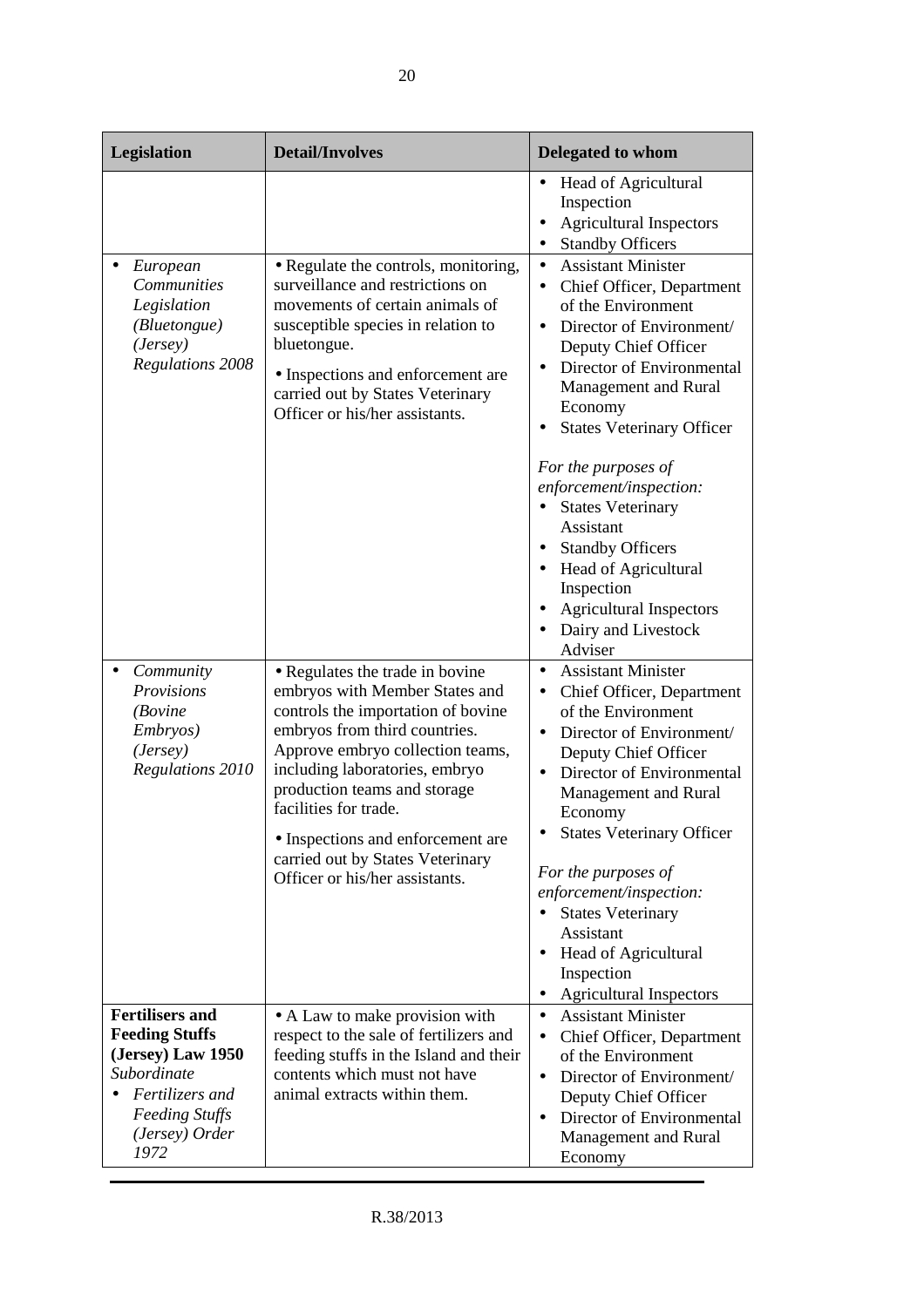| Legislation | Detail/Involves | Delegated to whom |
|---|---|---|
| | | • Head of Agricultural Inspection<br>• Agricultural Inspectors<br>• Standby Officers |
| • *European Communities Legislation (Bluetongue) (Jersey) Regulations 2008* | • Regulate the controls, monitoring, surveillance and restrictions on movements of certain animals of susceptible species in relation to bluetongue.<br>• Inspections and enforcement are carried out by States Veterinary Officer or his/her assistants. | • Assistant Minister<br>• Chief Officer, Department of the Environment<br>• Director of Environment/ Deputy Chief Officer<br>• Director of Environmental Management and Rural Economy<br>• States Veterinary Officer<br><br>*For the purposes of enforcement/inspection:*<br>• States Veterinary Assistant<br>• Standby Officers<br>• Head of Agricultural Inspection<br>• Agricultural Inspectors<br>• Dairy and Livestock Adviser |
| • *Community Provisions (Bovine Embryos) (Jersey) Regulations 2010* | • Regulates the trade in bovine embryos with Member States and controls the importation of bovine embryos from third countries. Approve embryo collection teams, including laboratories, embryo production teams and storage facilities for trade.<br>• Inspections and enforcement are carried out by States Veterinary Officer or his/her assistants. | • Assistant Minister<br>• Chief Officer, Department of the Environment<br>• Director of Environment/ Deputy Chief Officer<br>• Director of Environmental Management and Rural Economy<br>• States Veterinary Officer<br><br>*For the purposes of enforcement/inspection:*<br>• States Veterinary Assistant<br>• Head of Agricultural Inspection<br>• Agricultural Inspectors |
| **Fertilisers and Feeding Stuffs (Jersey) Law 1950**<br>*Subordinate*<br>• *Fertilizers and Feeding Stuffs (Jersey) Order 1972* | • A Law to make provision with respect to the sale of fertilizers and feeding stuffs in the Island and their contents which must not have animal extracts within them. | • Assistant Minister<br>• Chief Officer, Department of the Environment<br>• Director of Environment/ Deputy Chief Officer<br>• Director of Environmental Management and Rural Economy |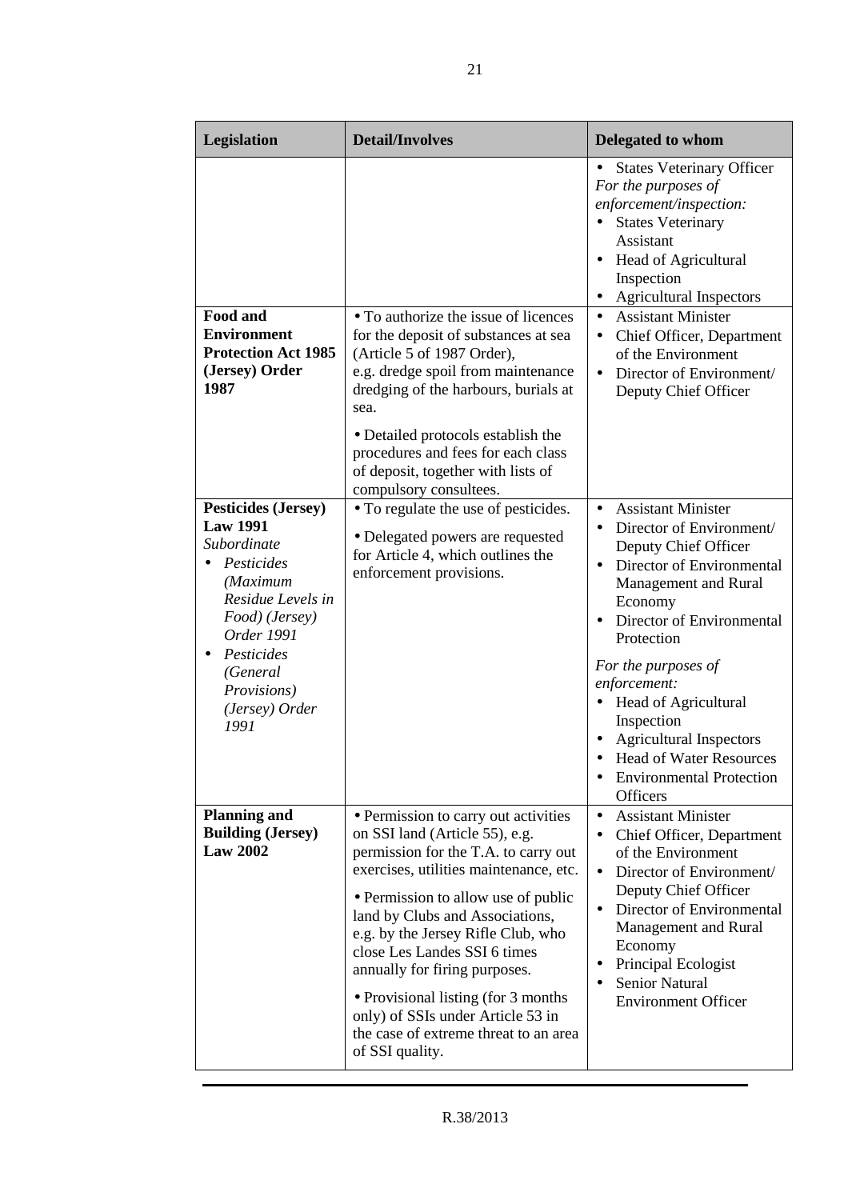| Legislation | Detail/Involves | Delegated to whom |
|---|---|---|
| | | • States Veterinary Officer<br>*For the purposes of enforcement/inspection:*<br>• States Veterinary Assistant<br>• Head of Agricultural Inspection<br>• Agricultural Inspectors |
| **Food and Environment Protection Act 1985 (Jersey) Order 1987** | • To authorize the issue of licences for the deposit of substances at sea (Article 5 of 1987 Order), e.g. dredge spoil from maintenance dredging of the harbours, burials at sea.<br>• Detailed protocols establish the procedures and fees for each class of deposit, together with lists of compulsory consultees. | • Assistant Minister<br>• Chief Officer, Department of the Environment<br>• Director of Environment/ Deputy Chief Officer |
| **Pesticides (Jersey) Law 1991**<br>*Subordinate*<br>• *Pesticides (Maximum Residue Levels in Food) (Jersey) Order 1991*<br>• *Pesticides (General Provisions) (Jersey) Order 1991* | • To regulate the use of pesticides.<br>• Delegated powers are requested for Article 4, which outlines the enforcement provisions. | • Assistant Minister<br>• Director of Environment/ Deputy Chief Officer<br>• Director of Environmental Management and Rural Economy<br>• Director of Environmental Protection<br>*For the purposes of enforcement:*<br>• Head of Agricultural Inspection<br>• Agricultural Inspectors<br>• Head of Water Resources<br>• Environmental Protection Officers |
| **Planning and Building (Jersey) Law 2002** | • Permission to carry out activities on SSI land (Article 55), e.g. permission for the T.A. to carry out exercises, utilities maintenance, etc.<br>• Permission to allow use of public land by Clubs and Associations, e.g. by the Jersey Rifle Club, who close Les Landes SSI 6 times annually for firing purposes.<br>• Provisional listing (for 3 months only) of SSIs under Article 53 in the case of extreme threat to an area of SSI quality. | • Assistant Minister<br>• Chief Officer, Department of the Environment<br>• Director of Environment/ Deputy Chief Officer<br>• Director of Environmental Management and Rural Economy<br>• Principal Ecologist<br>• Senior Natural Environment Officer |

R.38/2013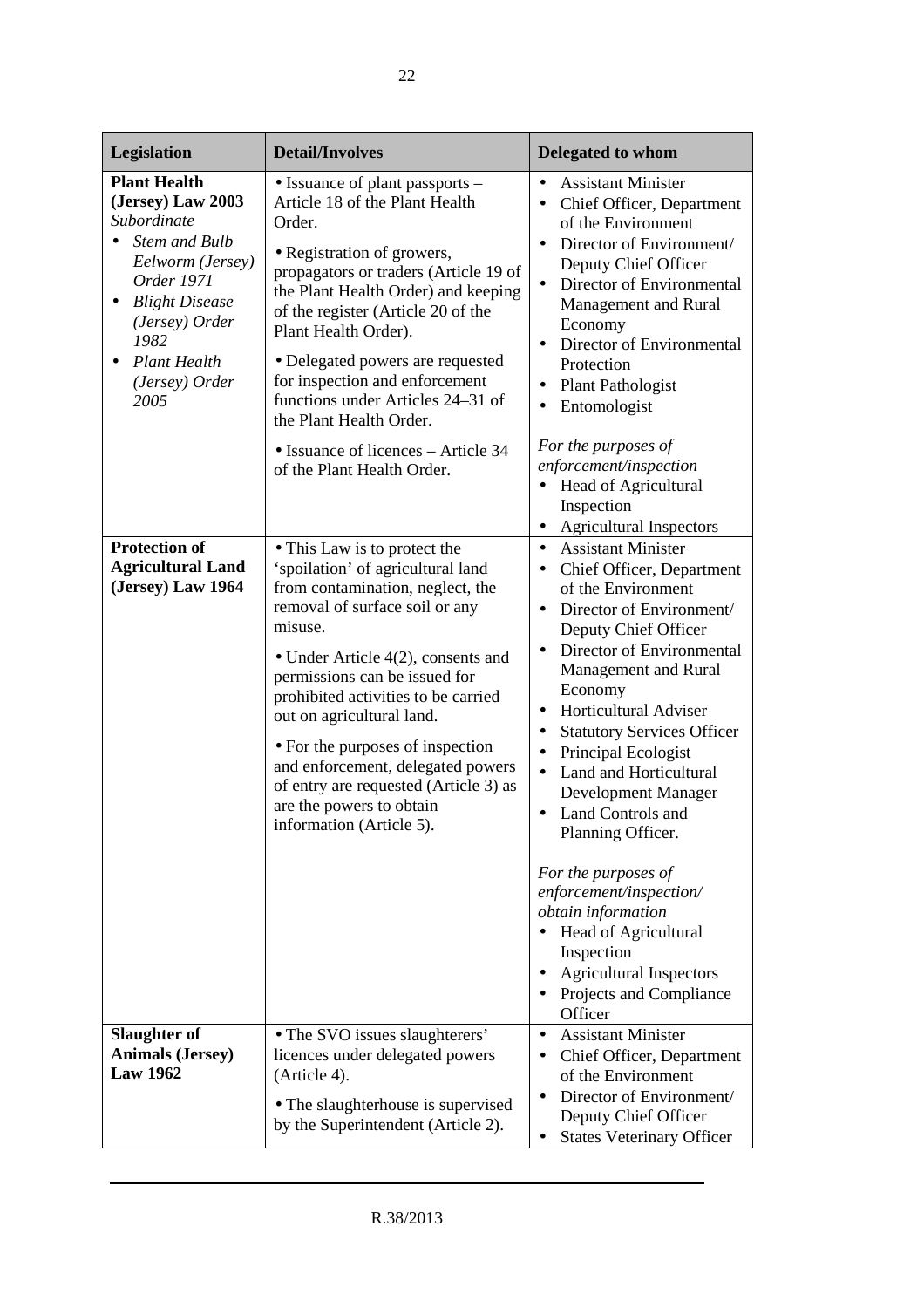| Legislation | Detail/Involves | Delegated to whom |
|---|---|---|
| **Plant Health (Jersey) Law 2003** *Subordinate* <br>• *Stem and Bulb Eelworm (Jersey) Order 1971* <br>• *Blight Disease (Jersey) Order 1982* <br>• *Plant Health (Jersey) Order 2005* | • Issuance of plant passports – Article 18 of the Plant Health Order. <br>• Registration of growers, propagators or traders (Article 19 of the Plant Health Order) and keeping of the register (Article 20 of the Plant Health Order). <br>• Delegated powers are requested for inspection and enforcement functions under Articles 24–31 of the Plant Health Order. <br>• Issuance of licences – Article 34 of the Plant Health Order. | • Assistant Minister <br>• Chief Officer, Department of the Environment <br>• Director of Environment/ Deputy Chief Officer <br>• Director of Environmental Management and Rural Economy <br>• Director of Environmental Protection <br>• Plant Pathologist <br>• Entomologist <br><br>*For the purposes of enforcement/inspection* <br>• Head of Agricultural Inspection <br>• Agricultural Inspectors |
| **Protection of Agricultural Land (Jersey) Law 1964** | • This Law is to protect the 'spoilation' of agricultural land from contamination, neglect, the removal of surface soil or any misuse. <br>• Under Article 4(2), consents and permissions can be issued for prohibited activities to be carried out on agricultural land. <br>• For the purposes of inspection and enforcement, delegated powers of entry are requested (Article 3) as are the powers to obtain information (Article 5). | • Assistant Minister <br>• Chief Officer, Department of the Environment <br>• Director of Environment/ Deputy Chief Officer <br>• Director of Environmental Management and Rural Economy <br>• Horticultural Adviser <br>• Statutory Services Officer <br>• Principal Ecologist <br>• Land and Horticultural Development Manager <br>• Land Controls and Planning Officer. <br><br>*For the purposes of enforcement/inspection/ obtain information* <br>• Head of Agricultural Inspection <br>• Agricultural Inspectors <br>• Projects and Compliance Officer |
| **Slaughter of Animals (Jersey) Law 1962** | • The SVO issues slaughterers' licences under delegated powers (Article 4). <br>• The slaughterhouse is supervised by the Superintendent (Article 2). | • Assistant Minister <br>• Chief Officer, Department of the Environment <br>• Director of Environment/ Deputy Chief Officer <br>• States Veterinary Officer |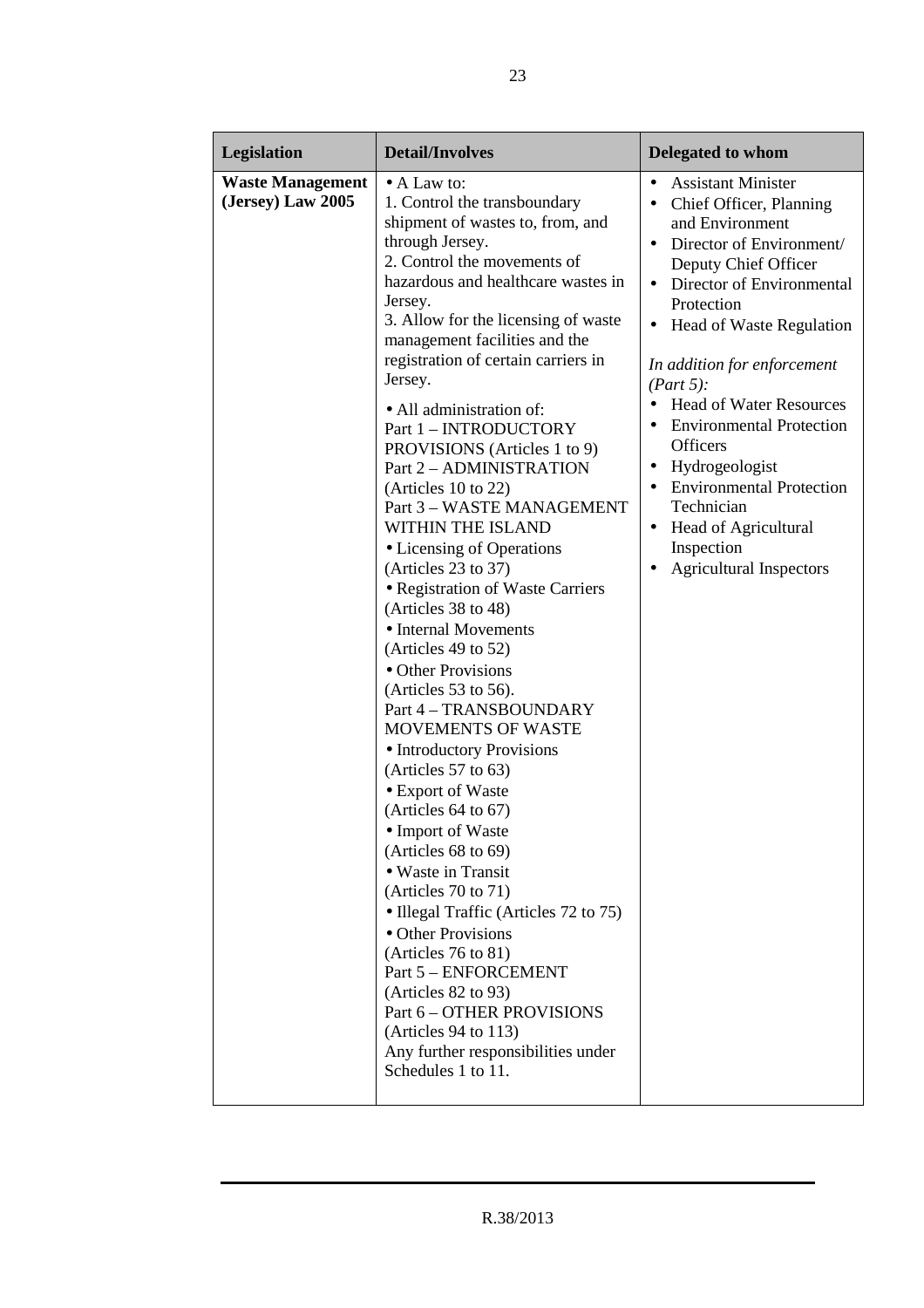| Legislation | Detail/Involves | Delegated to whom |
|---|---|---|
| **Waste Management (Jersey) Law 2005** | • A Law to:<br>1. Control the transboundary shipment of wastes to, from, and through Jersey.<br>2. Control the movements of hazardous and healthcare wastes in Jersey.<br>3. Allow for the licensing of waste management facilities and the registration of certain carriers in Jersey.<br><br>• All administration of:<br>Part 1 – INTRODUCTORY PROVISIONS (Articles 1 to 9)<br>Part 2 – ADMINISTRATION (Articles 10 to 22)<br>Part 3 – WASTE MANAGEMENT WITHIN THE ISLAND<br>• Licensing of Operations (Articles 23 to 37)<br>• Registration of Waste Carriers (Articles 38 to 48)<br>• Internal Movements (Articles 49 to 52)<br>• Other Provisions (Articles 53 to 56).<br>Part 4 – TRANSBOUNDARY MOVEMENTS OF WASTE<br>• Introductory Provisions (Articles 57 to 63)<br>• Export of Waste (Articles 64 to 67)<br>• Import of Waste (Articles 68 to 69)<br>• Waste in Transit (Articles 70 to 71)<br>• Illegal Traffic (Articles 72 to 75)<br>• Other Provisions (Articles 76 to 81)<br>Part 5 – ENFORCEMENT (Articles 82 to 93)<br>Part 6 – OTHER PROVISIONS (Articles 94 to 113)<br>Any further responsibilities under Schedules 1 to 11. | • Assistant Minister<br>• Chief Officer, Planning and Environment<br>• Director of Environment/ Deputy Chief Officer<br>• Director of Environmental Protection<br>• Head of Waste Regulation<br><br>*In addition for enforcement (Part 5):*<br>• Head of Water Resources<br>• Environmental Protection Officers<br>• Hydrogeologist<br>• Environmental Protection Technician<br>• Head of Agricultural Inspection<br>• Agricultural Inspectors |

R.38/2013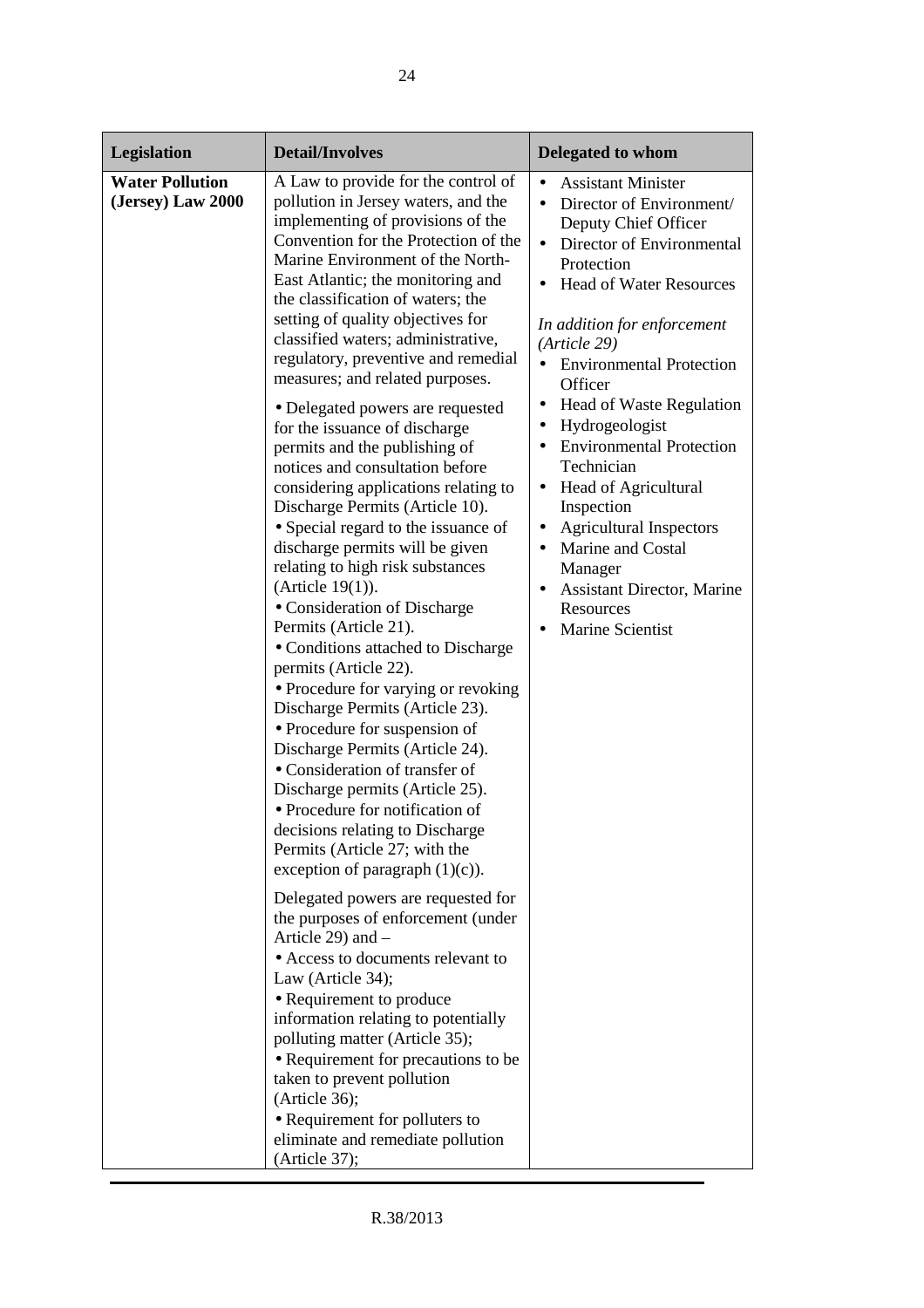| Legislation | Detail/Involves | Delegated to whom |
|---|---|---|
| **Water Pollution (Jersey) Law 2000** | A Law to provide for the control of pollution in Jersey waters, and the implementing of provisions of the Convention for the Protection of the Marine Environment of the North-East Atlantic; the monitoring and the classification of waters; the setting of quality objectives for classified waters; administrative, regulatory, preventive and remedial measures; and related purposes.<br><br>• Delegated powers are requested for the issuance of discharge permits and the publishing of notices and consultation before considering applications relating to Discharge Permits (Article 10).<br>• Special regard to the issuance of discharge permits will be given relating to high risk substances (Article 19(1)).<br>• Consideration of Discharge Permits (Article 21).<br>• Conditions attached to Discharge permits (Article 22).<br>• Procedure for varying or revoking Discharge Permits (Article 23).<br>• Procedure for suspension of Discharge Permits (Article 24).<br>• Consideration of transfer of Discharge permits (Article 25).<br>• Procedure for notification of decisions relating to Discharge Permits (Article 27; with the exception of paragraph (1)(c)).<br><br>Delegated powers are requested for the purposes of enforcement (under Article 29) and –<br>• Access to documents relevant to Law (Article 34);<br>• Requirement to produce information relating to potentially polluting matter (Article 35);<br>• Requirement for precautions to be taken to prevent pollution (Article 36);<br>• Requirement for polluters to eliminate and remediate pollution (Article 37); | • Assistant Minister<br>• Director of Environment/ Deputy Chief Officer<br>• Director of Environmental Protection<br>• Head of Water Resources<br><br>*In addition for enforcement (Article 29)*<br>• Environmental Protection Officer<br>• Head of Waste Regulation<br>• Hydrogeologist<br>• Environmental Protection Technician<br>• Head of Agricultural Inspection<br>• Agricultural Inspectors<br>• Marine and Costal Manager<br>• Assistant Director, Marine Resources<br>• Marine Scientist |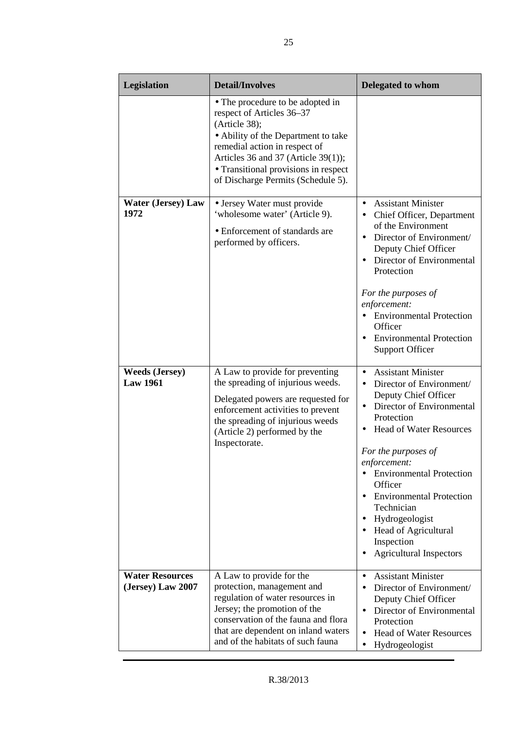| Legislation | Detail/Involves | Delegated to whom |
|---|---|---|
| | • The procedure to be adopted in respect of Articles 36–37 (Article 38);<br>• Ability of the Department to take remedial action in respect of Articles 36 and 37 (Article 39(1));<br>• Transitional provisions in respect of Discharge Permits (Schedule 5). | |
| **Water (Jersey) Law 1972** | • Jersey Water must provide 'wholesome water' (Article 9).<br>• Enforcement of standards are performed by officers. | • Assistant Minister<br>• Chief Officer, Department of the Environment<br>• Director of Environment/ Deputy Chief Officer<br>• Director of Environmental Protection<br><br>*For the purposes of enforcement:*<br>• Environmental Protection Officer<br>• Environmental Protection Support Officer |
| **Weeds (Jersey) Law 1961** | A Law to provide for preventing the spreading of injurious weeds.<br><br>Delegated powers are requested for enforcement activities to prevent the spreading of injurious weeds (Article 2) performed by the Inspectorate. | • Assistant Minister<br>• Director of Environment/ Deputy Chief Officer<br>• Director of Environmental Protection<br>• Head of Water Resources<br><br>*For the purposes of enforcement:*<br>• Environmental Protection Officer<br>• Environmental Protection Technician<br>• Hydrogeologist<br>• Head of Agricultural Inspection<br>• Agricultural Inspectors |
| **Water Resources (Jersey) Law 2007** | A Law to provide for the protection, management and regulation of water resources in Jersey; the promotion of the conservation of the fauna and flora that are dependent on inland waters and of the habitats of such fauna | • Assistant Minister<br>• Director of Environment/ Deputy Chief Officer<br>• Director of Environmental Protection<br>• Head of Water Resources<br>• Hydrogeologist |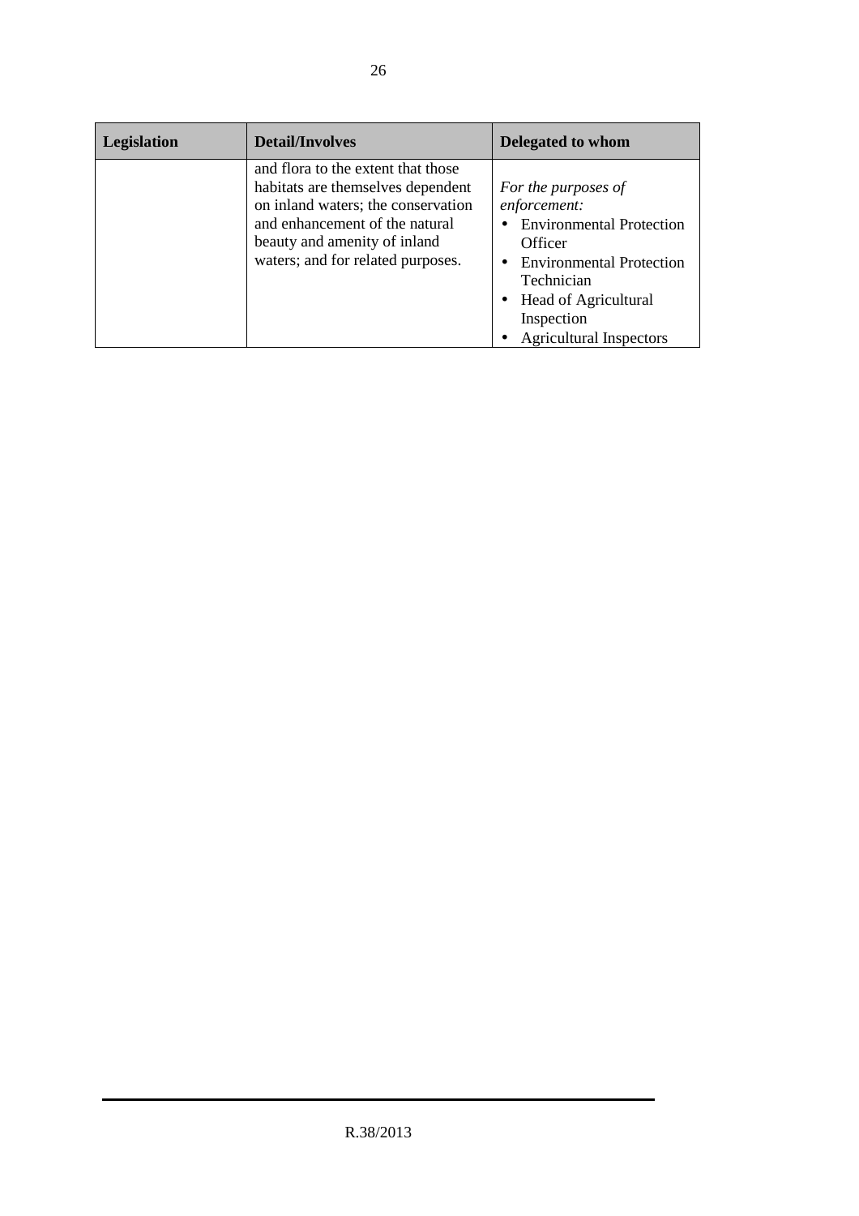| Legislation | Detail/Involves | Delegated to whom |
|---|---|---|
| | and flora to the extent that those habitats are themselves dependent on inland waters; the conservation and enhancement of the natural beauty and amenity of inland waters; and for related purposes. | *For the purposes of enforcement:*<br>• Environmental Protection Officer<br>• Environmental Protection Technician<br>• Head of Agricultural Inspection<br>• Agricultural Inspectors |

R.38/2013